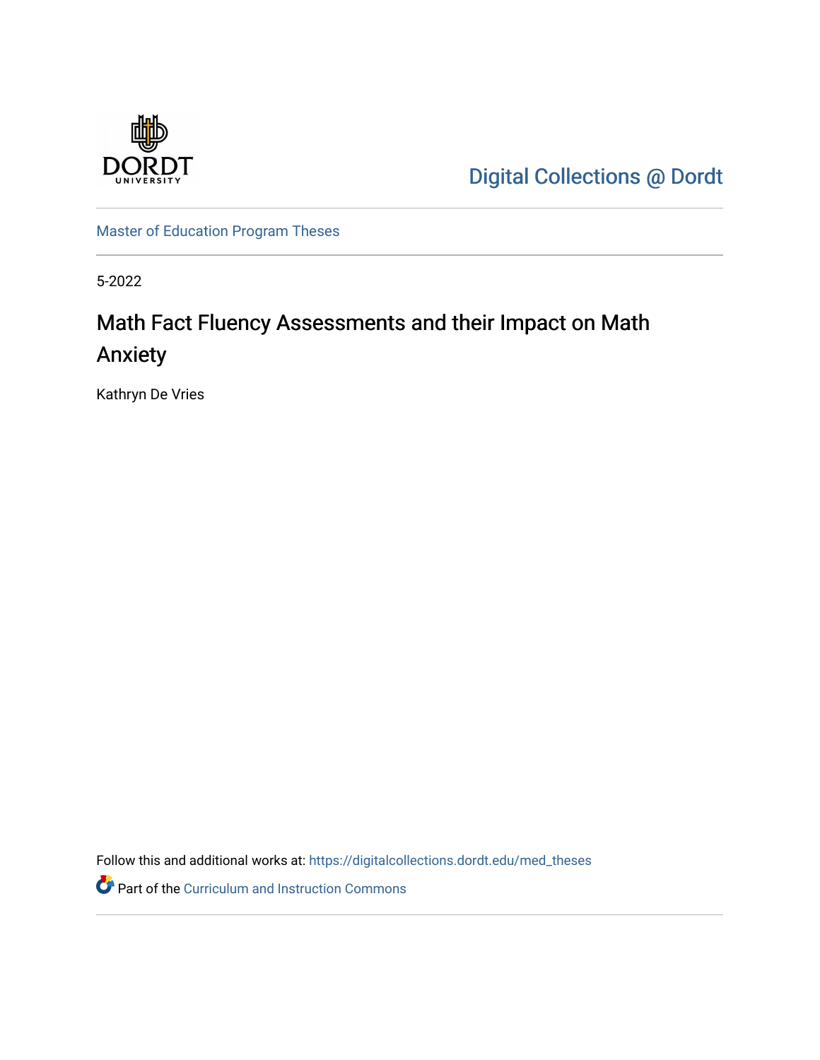Digital Collections @ Dordt

Master of Education Program Theses

5-2022

# Math Fact Fluency Assessments and their Impact on Math Anxiety

Kathryn De Vries

Follow this and additional works at: https://digitalcollections.dordt.edu/med_theses

Part of the Curriculum and Instruction Commons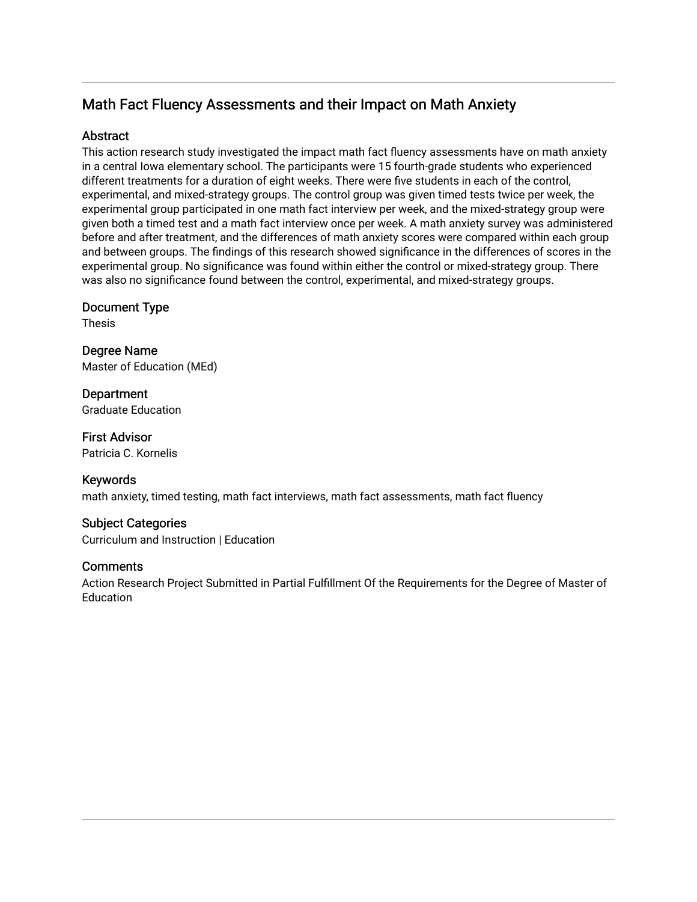# Math Fact Fluency Assessments and their Impact on Math Anxiety

## Abstract

This action research study investigated the impact math fact fluency assessments have on math anxiety in a central Iowa elementary school. The participants were 15 fourth-grade students who experienced different treatments for a duration of eight weeks. There were five students in each of the control, experimental, and mixed-strategy groups. The control group was given timed tests twice per week, the experimental group participated in one math fact interview per week, and the mixed-strategy group were given both a timed test and a math fact interview once per week. A math anxiety survey was administered before and after treatment, and the differences of math anxiety scores were compared within each group and between groups. The findings of this research showed significance in the differences of scores in the experimental group. No significance was found within either the control or mixed-strategy group. There was also no significance found between the control, experimental, and mixed-strategy groups.

## Document Type

Thesis

## Degree Name

Master of Education (MEd)

## Department

Graduate Education

## First Advisor

Patricia C. Kornelis

## Keywords

math anxiety, timed testing, math fact interviews, math fact assessments, math fact fluency

## Subject Categories

Curriculum and Instruction | Education

## Comments

Action Research Project Submitted in Partial Fulfillment Of the Requirements for the Degree of Master of Education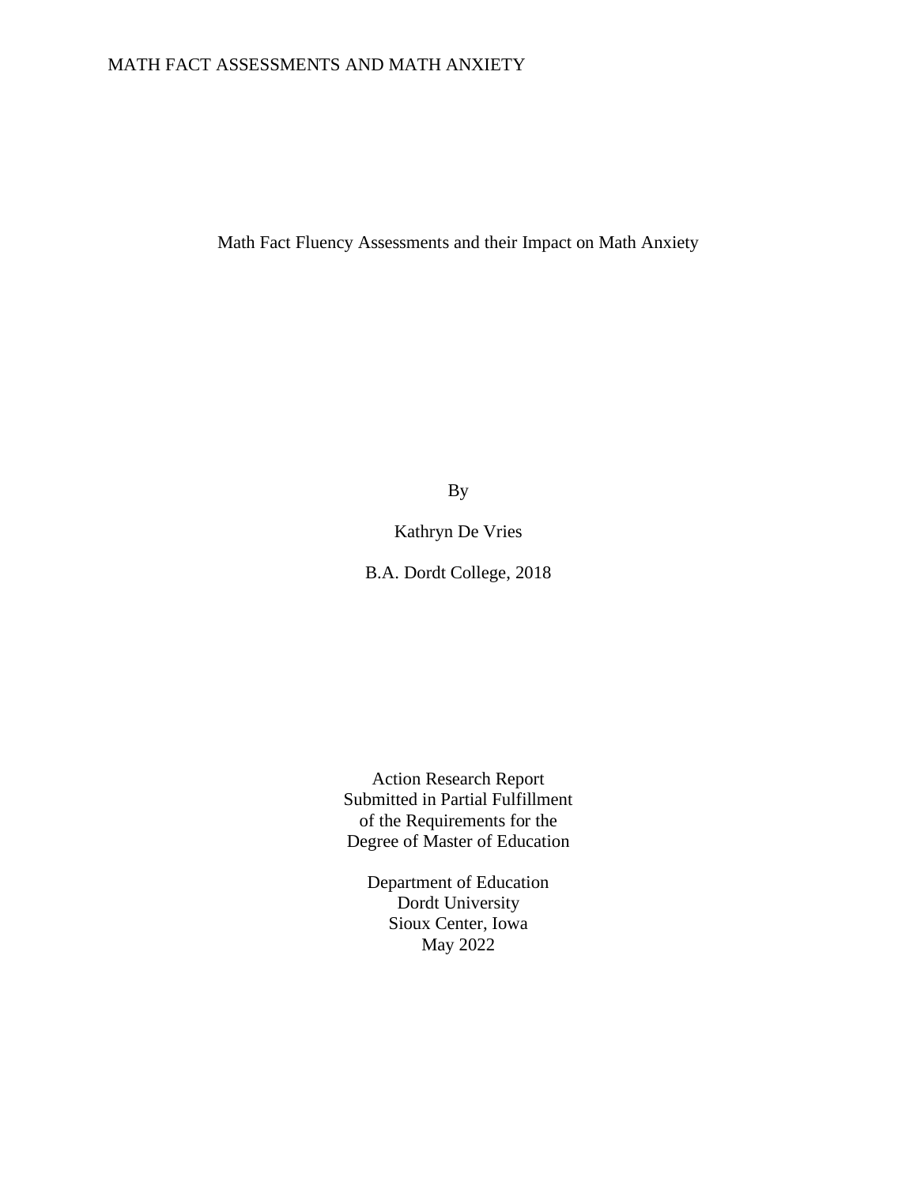# Math Fact Fluency Assessments and their Impact on Math Anxiety

By

Kathryn De Vries

B.A. Dordt College, 2018

Action Research Report
Submitted in Partial Fulfillment
of the Requirements for the
Degree of Master of Education

Department of Education
Dordt University
Sioux Center, Iowa
May 2022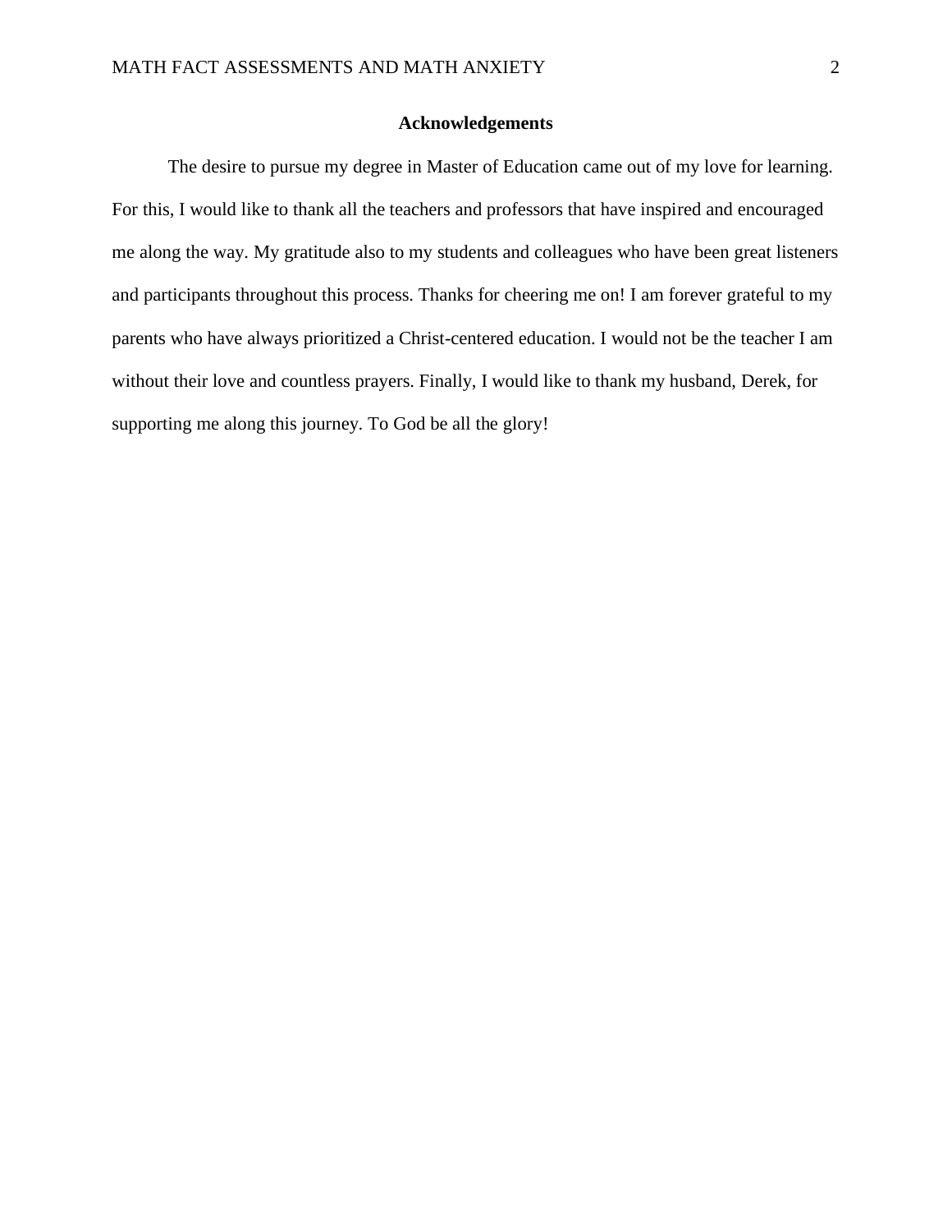# Acknowledgements

The desire to pursue my degree in Master of Education came out of my love for learning. For this, I would like to thank all the teachers and professors that have inspired and encouraged me along the way. My gratitude also to my students and colleagues who have been great listeners and participants throughout this process. Thanks for cheering me on! I am forever grateful to my parents who have always prioritized a Christ-centered education. I would not be the teacher I am without their love and countless prayers. Finally, I would like to thank my husband, Derek, for supporting me along this journey. To God be all the glory!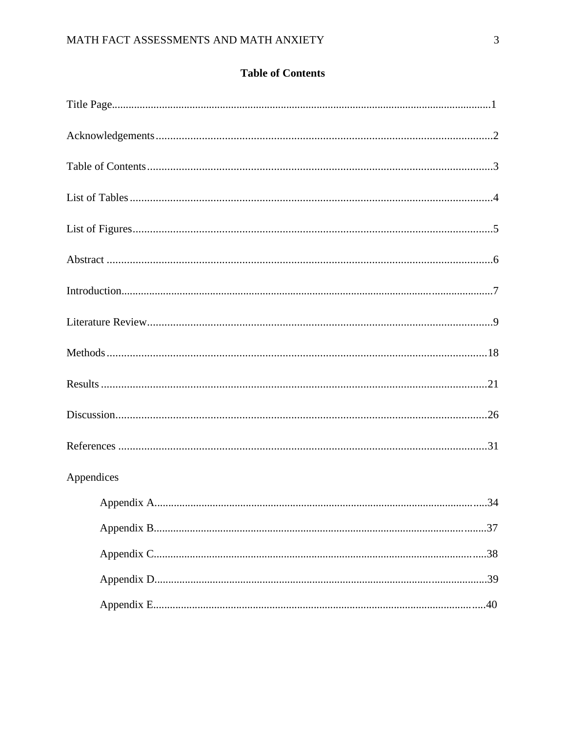# Table of Contents

Title Page....................................................................................................................................1

Acknowledgements.....................................................................................................................2

Table of Contents........................................................................................................................3

List of Tables..............................................................................................................................4

List of Figures.............................................................................................................................5

Abstract ......................................................................................................................................6

Introduction.................................................................................................................................7

Literature Review........................................................................................................................9

Methods.....................................................................................................................................18

Results ......................................................................................................................................21

Discussion.................................................................................................................................26

References ................................................................................................................................31

Appendices

- Appendix A.....................................................................................................................34
- Appendix B.....................................................................................................................37
- Appendix C.....................................................................................................................38
- Appendix D.....................................................................................................................39
- Appendix E.....................................................................................................................40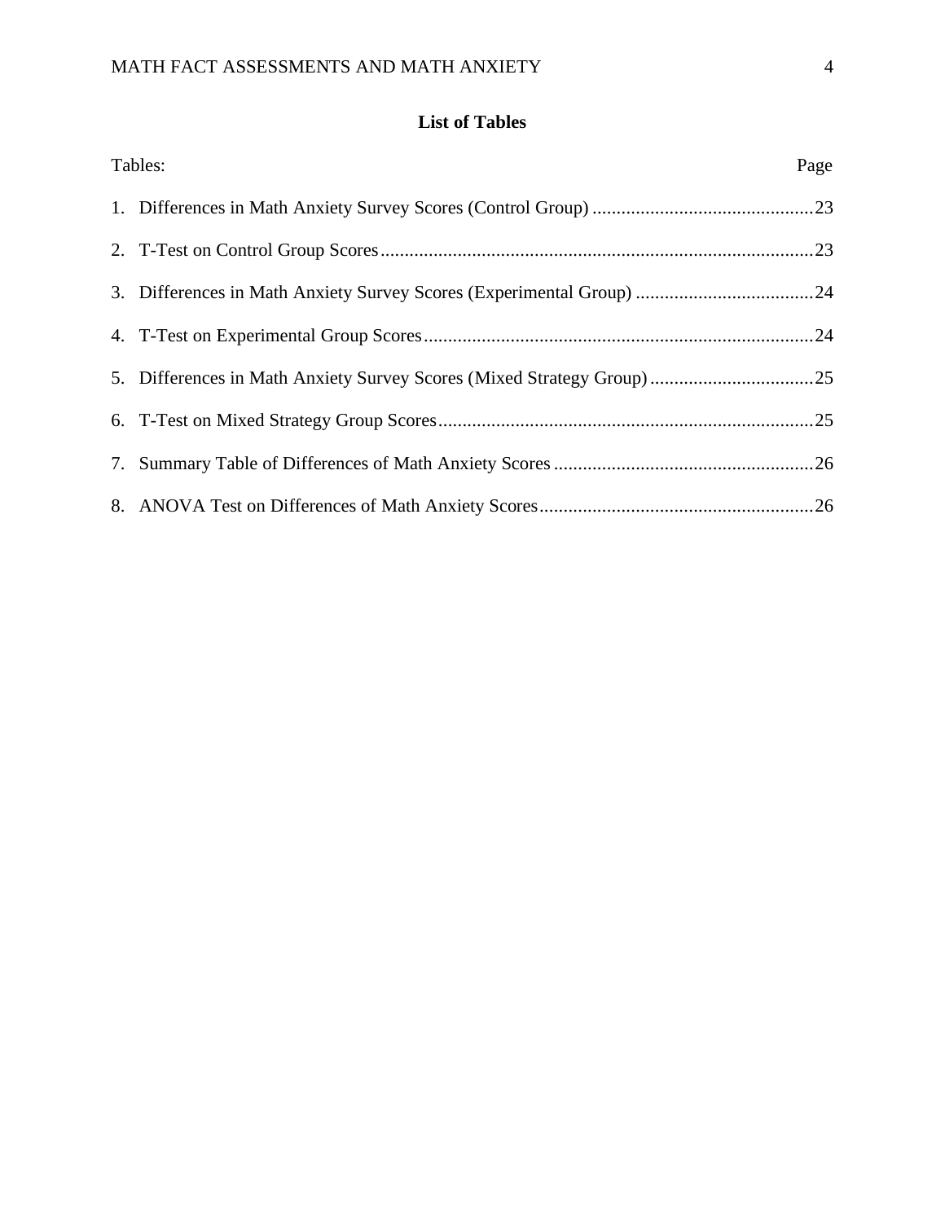# List of Tables

| Tables: | Page |
|---|---|
| 1. Differences in Math Anxiety Survey Scores (Control Group) | 23 |
| 2. T-Test on Control Group Scores | 23 |
| 3. Differences in Math Anxiety Survey Scores (Experimental Group) | 24 |
| 4. T-Test on Experimental Group Scores | 24 |
| 5. Differences in Math Anxiety Survey Scores (Mixed Strategy Group) | 25 |
| 6. T-Test on Mixed Strategy Group Scores | 25 |
| 7. Summary Table of Differences of Math Anxiety Scores | 26 |
| 8. ANOVA Test on Differences of Math Anxiety Scores | 26 |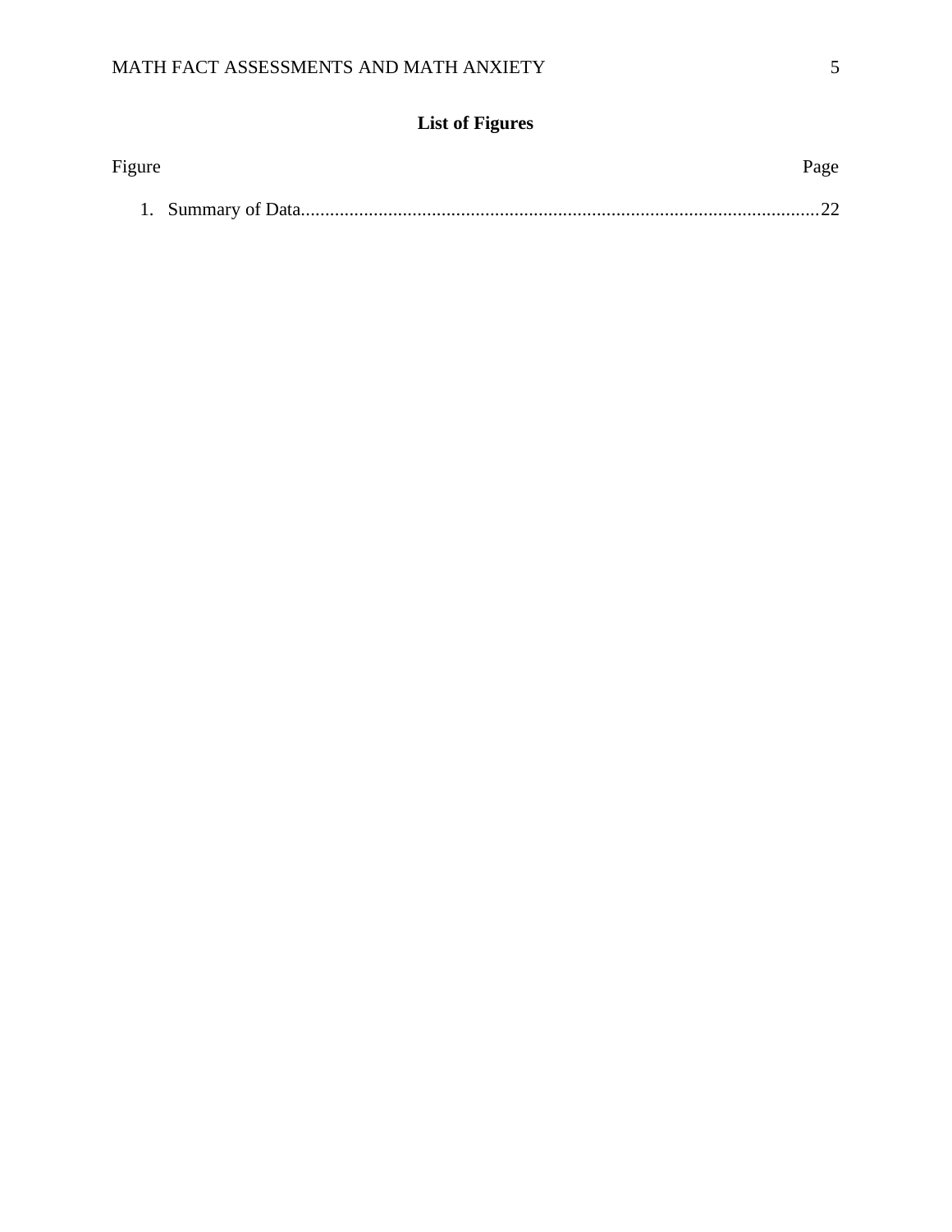## List of Figures

Figure Page

1. Summary of Data..........................................................................................................22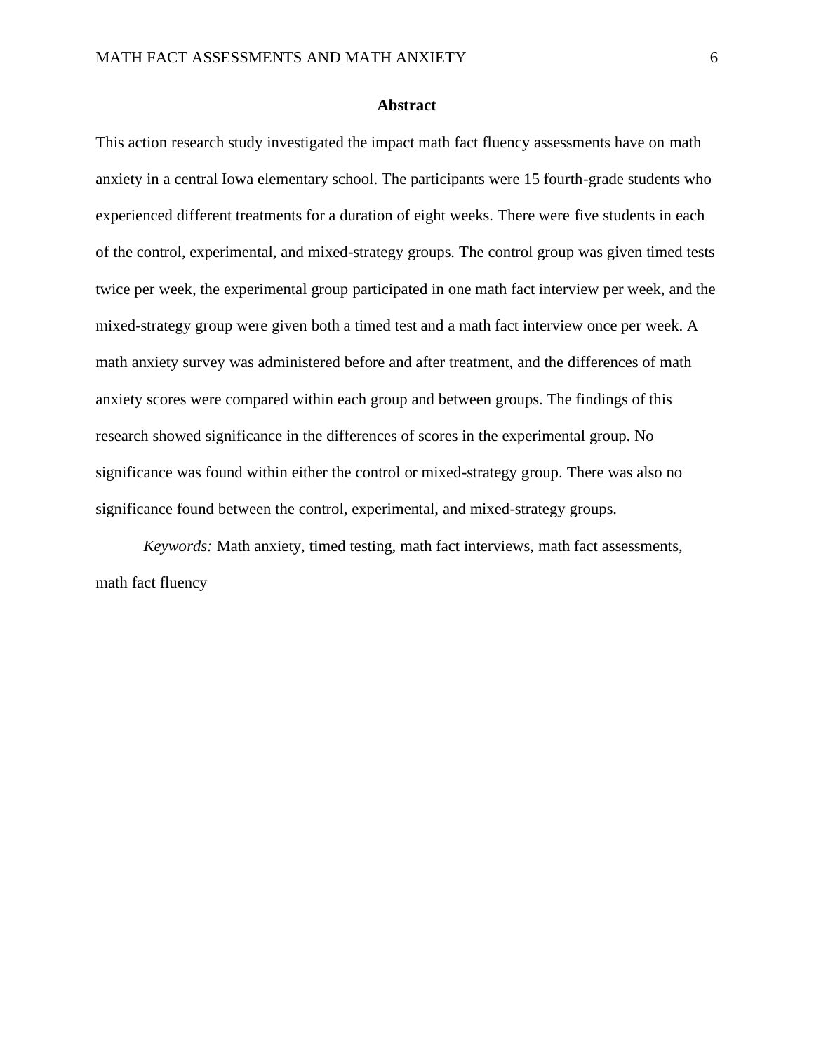## Abstract

This action research study investigated the impact math fact fluency assessments have on math anxiety in a central Iowa elementary school. The participants were 15 fourth-grade students who experienced different treatments for a duration of eight weeks. There were five students in each of the control, experimental, and mixed-strategy groups. The control group was given timed tests twice per week, the experimental group participated in one math fact interview per week, and the mixed-strategy group were given both a timed test and a math fact interview once per week. A math anxiety survey was administered before and after treatment, and the differences of math anxiety scores were compared within each group and between groups. The findings of this research showed significance in the differences of scores in the experimental group. No significance was found within either the control or mixed-strategy group. There was also no significance found between the control, experimental, and mixed-strategy groups.

*Keywords:* Math anxiety, timed testing, math fact interviews, math fact assessments, math fact fluency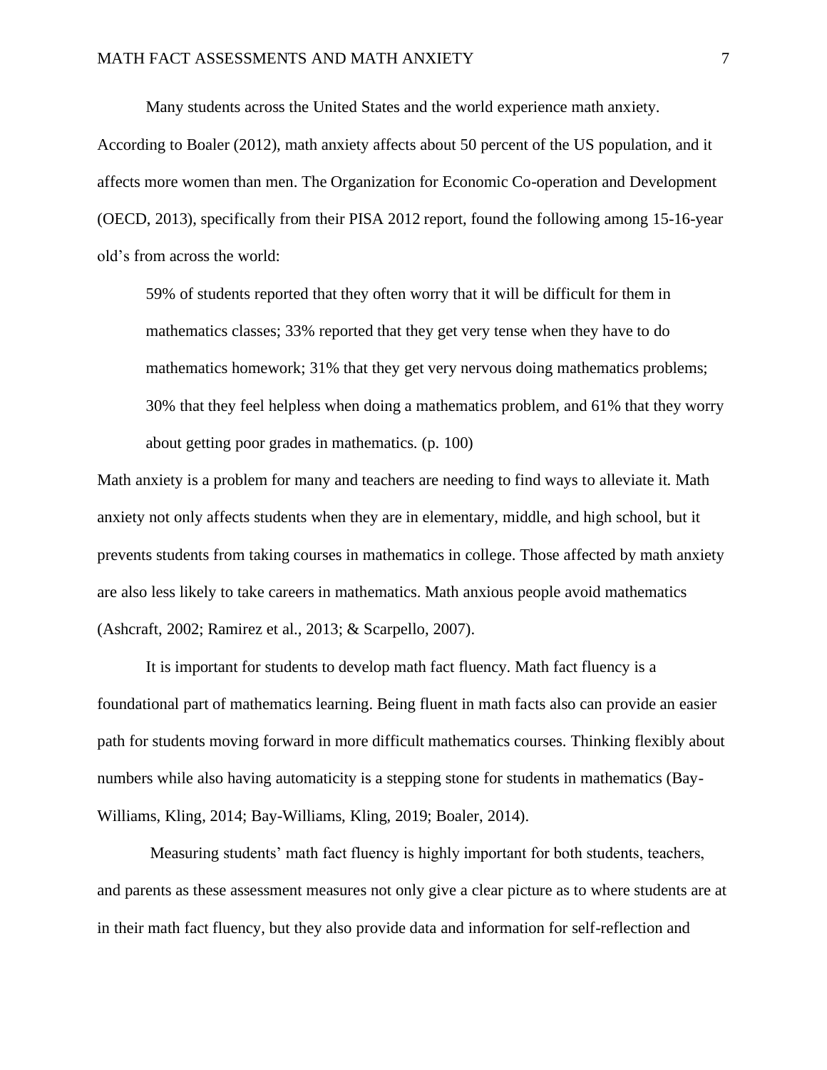Many students across the United States and the world experience math anxiety. According to Boaler (2012), math anxiety affects about 50 percent of the US population, and it affects more women than men. The Organization for Economic Co-operation and Development (OECD, 2013), specifically from their PISA 2012 report, found the following among 15-16-year old's from across the world:

> 59% of students reported that they often worry that it will be difficult for them in mathematics classes; 33% reported that they get very tense when they have to do mathematics homework; 31% that they get very nervous doing mathematics problems; 30% that they feel helpless when doing a mathematics problem, and 61% that they worry about getting poor grades in mathematics. (p. 100)

Math anxiety is a problem for many and teachers are needing to find ways to alleviate it. Math anxiety not only affects students when they are in elementary, middle, and high school, but it prevents students from taking courses in mathematics in college. Those affected by math anxiety are also less likely to take careers in mathematics. Math anxious people avoid mathematics (Ashcraft, 2002; Ramirez et al., 2013; & Scarpello, 2007).

It is important for students to develop math fact fluency. Math fact fluency is a foundational part of mathematics learning. Being fluent in math facts also can provide an easier path for students moving forward in more difficult mathematics courses. Thinking flexibly about numbers while also having automaticity is a stepping stone for students in mathematics (Bay-Williams, Kling, 2014; Bay-Williams, Kling, 2019; Boaler, 2014).

Measuring students' math fact fluency is highly important for both students, teachers, and parents as these assessment measures not only give a clear picture as to where students are at in their math fact fluency, but they also provide data and information for self-reflection and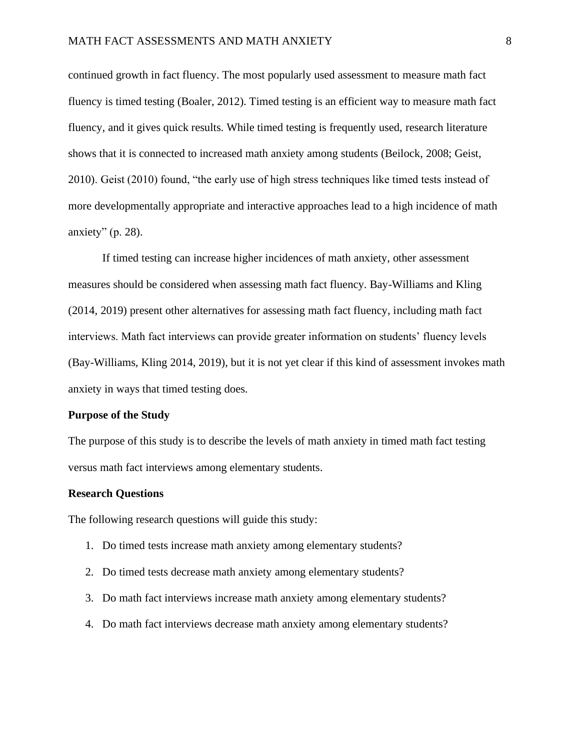continued growth in fact fluency. The most popularly used assessment to measure math fact fluency is timed testing (Boaler, 2012). Timed testing is an efficient way to measure math fact fluency, and it gives quick results. While timed testing is frequently used, research literature shows that it is connected to increased math anxiety among students (Beilock, 2008; Geist, 2010). Geist (2010) found, "the early use of high stress techniques like timed tests instead of more developmentally appropriate and interactive approaches lead to a high incidence of math anxiety" (p. 28).

If timed testing can increase higher incidences of math anxiety, other assessment measures should be considered when assessing math fact fluency. Bay-Williams and Kling (2014, 2019) present other alternatives for assessing math fact fluency, including math fact interviews. Math fact interviews can provide greater information on students' fluency levels (Bay-Williams, Kling 2014, 2019), but it is not yet clear if this kind of assessment invokes math anxiety in ways that timed testing does.

**Purpose of the Study**

The purpose of this study is to describe the levels of math anxiety in timed math fact testing versus math fact interviews among elementary students.

**Research Questions**

The following research questions will guide this study:

1. Do timed tests increase math anxiety among elementary students?
2. Do timed tests decrease math anxiety among elementary students?
3. Do math fact interviews increase math anxiety among elementary students?
4. Do math fact interviews decrease math anxiety among elementary students?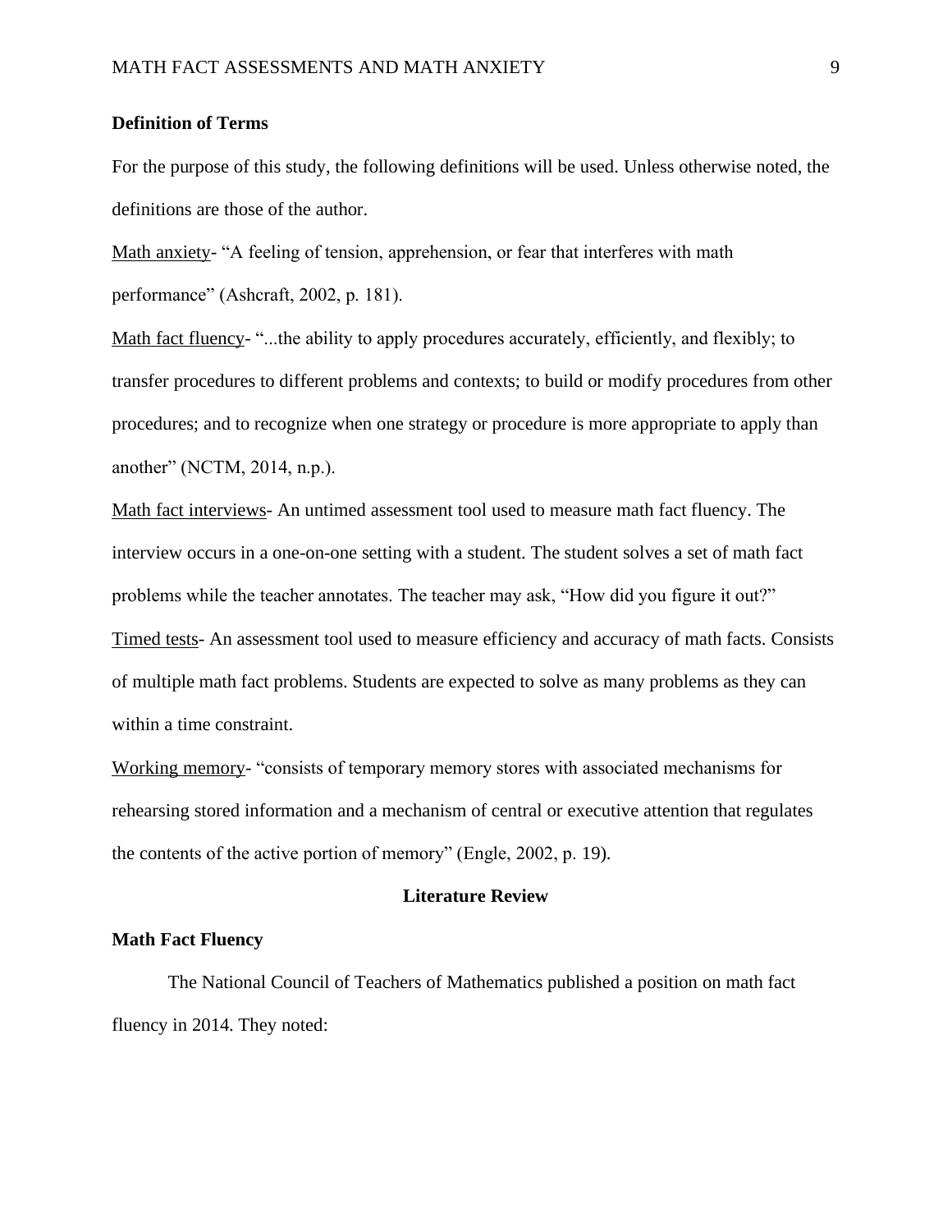**Definition of Terms**

For the purpose of this study, the following definitions will be used. Unless otherwise noted, the definitions are those of the author.

<u>Math anxiety</u>- “A feeling of tension, apprehension, or fear that interferes with math performance” (Ashcraft, 2002, p. 181).

<u>Math fact fluency</u>- “...the ability to apply procedures accurately, efficiently, and flexibly; to transfer procedures to different problems and contexts; to build or modify procedures from other procedures; and to recognize when one strategy or procedure is more appropriate to apply than another” (NCTM, 2014, n.p.).

<u>Math fact interviews</u>- An untimed assessment tool used to measure math fact fluency. The interview occurs in a one-on-one setting with a student. The student solves a set of math fact problems while the teacher annotates. The teacher may ask, “How did you figure it out?”

<u>Timed tests</u>- An assessment tool used to measure efficiency and accuracy of math facts. Consists of multiple math fact problems. Students are expected to solve as many problems as they can within a time constraint.

<u>Working memory</u>- “consists of temporary memory stores with associated mechanisms for rehearsing stored information and a mechanism of central or executive attention that regulates the contents of the active portion of memory” (Engle, 2002, p. 19).

# Literature Review

## Math Fact Fluency

The National Council of Teachers of Mathematics published a position on math fact fluency in 2014. They noted: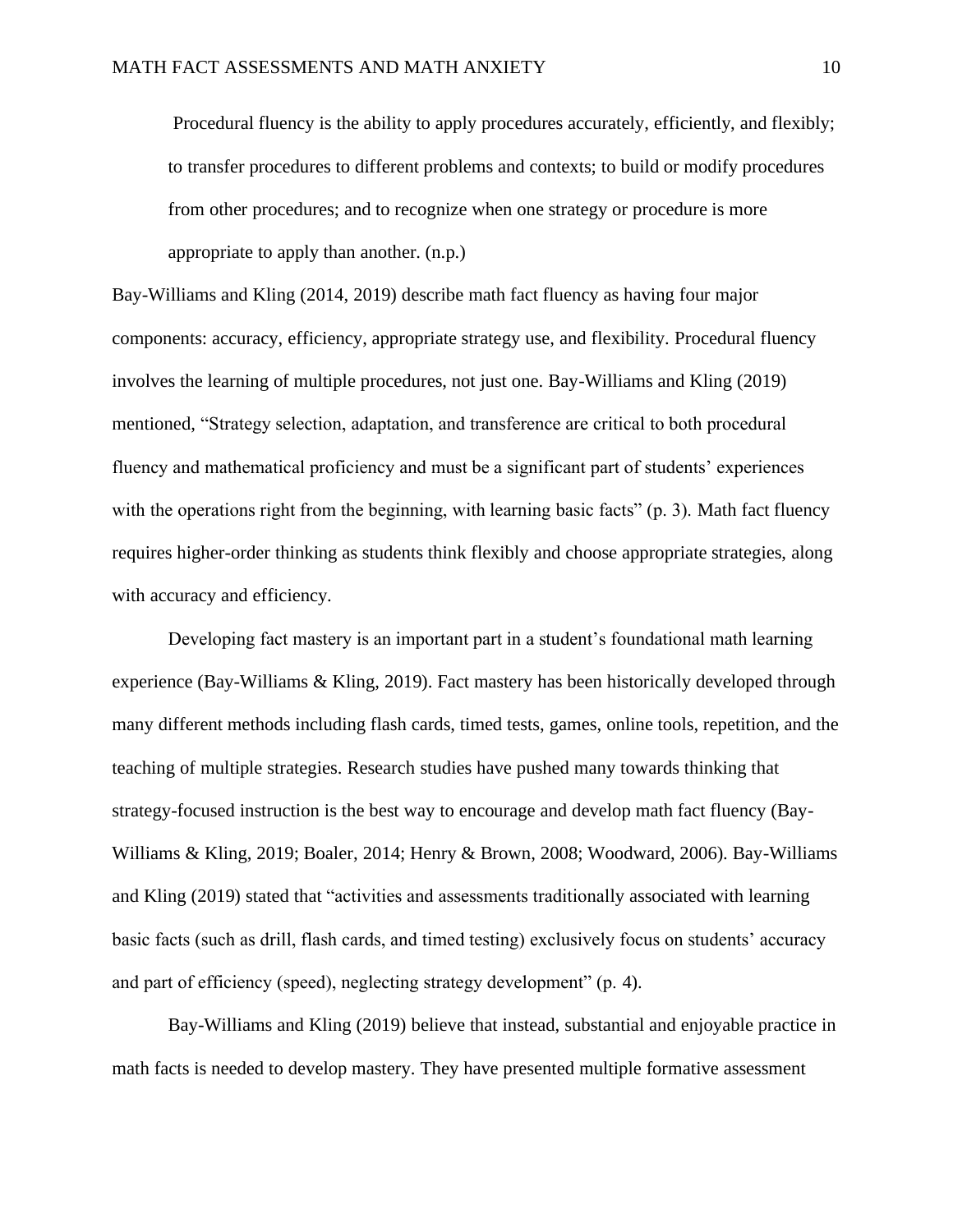> Procedural fluency is the ability to apply procedures accurately, efficiently, and flexibly; to transfer procedures to different problems and contexts; to build or modify procedures from other procedures; and to recognize when one strategy or procedure is more appropriate to apply than another. (n.p.)

Bay-Williams and Kling (2014, 2019) describe math fact fluency as having four major components: accuracy, efficiency, appropriate strategy use, and flexibility. Procedural fluency involves the learning of multiple procedures, not just one. Bay-Williams and Kling (2019) mentioned, "Strategy selection, adaptation, and transference are critical to both procedural fluency and mathematical proficiency and must be a significant part of students' experiences with the operations right from the beginning, with learning basic facts" (p. 3). Math fact fluency requires higher-order thinking as students think flexibly and choose appropriate strategies, along with accuracy and efficiency.

Developing fact mastery is an important part in a student's foundational math learning experience (Bay-Williams & Kling, 2019). Fact mastery has been historically developed through many different methods including flash cards, timed tests, games, online tools, repetition, and the teaching of multiple strategies. Research studies have pushed many towards thinking that strategy-focused instruction is the best way to encourage and develop math fact fluency (Bay-Williams & Kling, 2019; Boaler, 2014; Henry & Brown, 2008; Woodward, 2006). Bay-Williams and Kling (2019) stated that "activities and assessments traditionally associated with learning basic facts (such as drill, flash cards, and timed testing) exclusively focus on students' accuracy and part of efficiency (speed), neglecting strategy development" (p. 4).

Bay-Williams and Kling (2019) believe that instead, substantial and enjoyable practice in math facts is needed to develop mastery. They have presented multiple formative assessment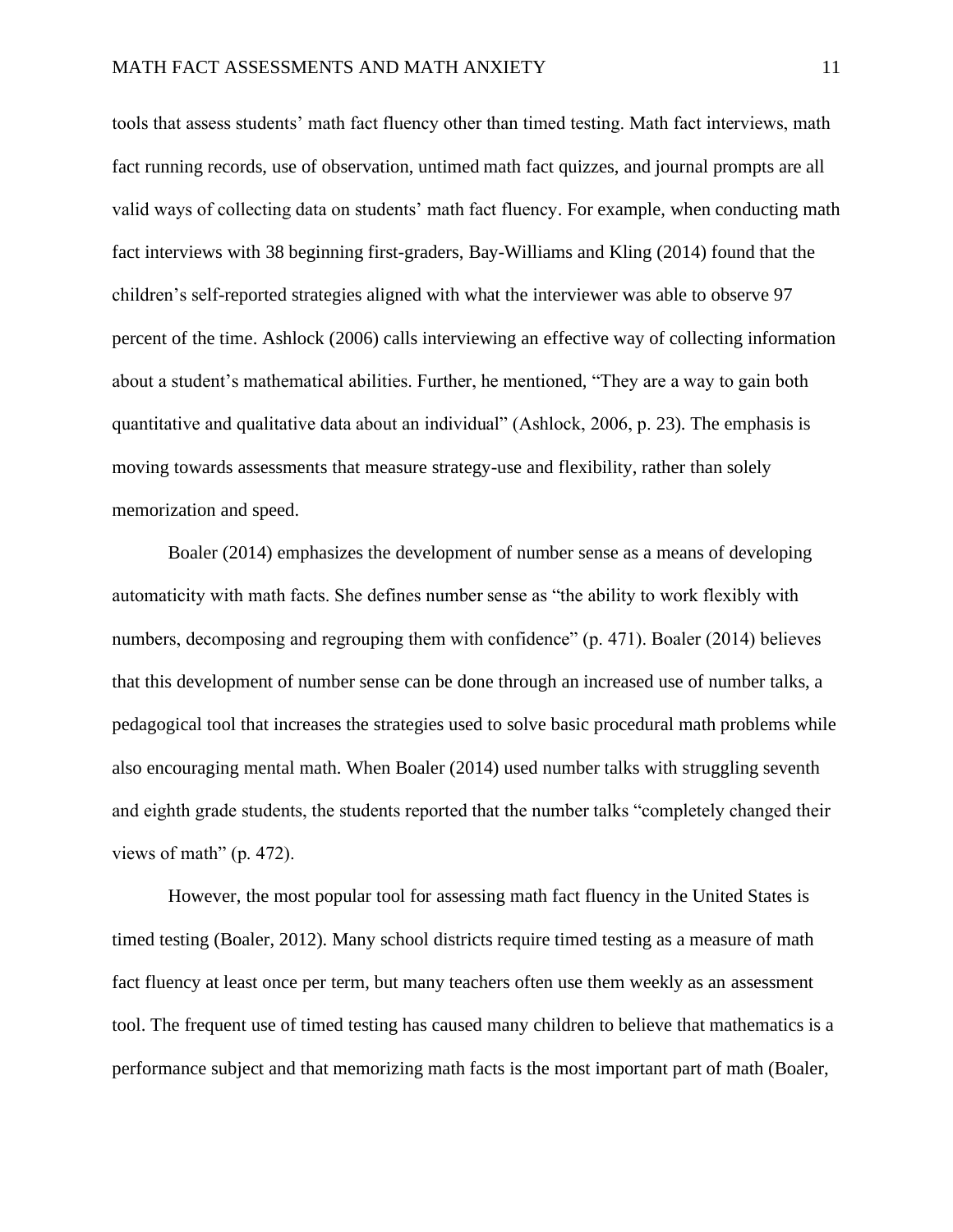tools that assess students' math fact fluency other than timed testing. Math fact interviews, math fact running records, use of observation, untimed math fact quizzes, and journal prompts are all valid ways of collecting data on students' math fact fluency. For example, when conducting math fact interviews with 38 beginning first-graders, Bay-Williams and Kling (2014) found that the children's self-reported strategies aligned with what the interviewer was able to observe 97 percent of the time. Ashlock (2006) calls interviewing an effective way of collecting information about a student's mathematical abilities. Further, he mentioned, "They are a way to gain both quantitative and qualitative data about an individual" (Ashlock, 2006, p. 23). The emphasis is moving towards assessments that measure strategy-use and flexibility, rather than solely memorization and speed.

Boaler (2014) emphasizes the development of number sense as a means of developing automaticity with math facts. She defines number sense as "the ability to work flexibly with numbers, decomposing and regrouping them with confidence" (p. 471). Boaler (2014) believes that this development of number sense can be done through an increased use of number talks, a pedagogical tool that increases the strategies used to solve basic procedural math problems while also encouraging mental math. When Boaler (2014) used number talks with struggling seventh and eighth grade students, the students reported that the number talks "completely changed their views of math" (p. 472).

However, the most popular tool for assessing math fact fluency in the United States is timed testing (Boaler, 2012). Many school districts require timed testing as a measure of math fact fluency at least once per term, but many teachers often use them weekly as an assessment tool. The frequent use of timed testing has caused many children to believe that mathematics is a performance subject and that memorizing math facts is the most important part of math (Boaler,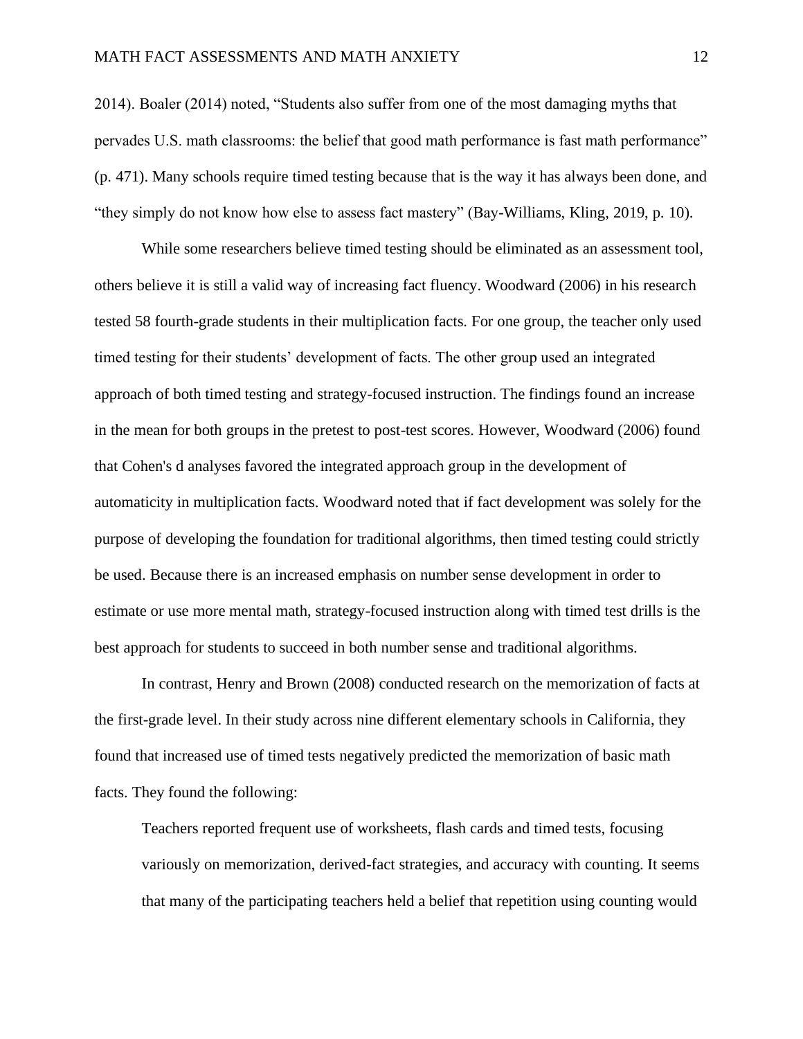2014). Boaler (2014) noted, “Students also suffer from one of the most damaging myths that pervades U.S. math classrooms: the belief that good math performance is fast math performance” (p. 471). Many schools require timed testing because that is the way it has always been done, and “they simply do not know how else to assess fact mastery” (Bay-Williams, Kling, 2019, p. 10).

While some researchers believe timed testing should be eliminated as an assessment tool, others believe it is still a valid way of increasing fact fluency. Woodward (2006) in his research tested 58 fourth-grade students in their multiplication facts. For one group, the teacher only used timed testing for their students’ development of facts. The other group used an integrated approach of both timed testing and strategy-focused instruction. The findings found an increase in the mean for both groups in the pretest to post-test scores. However, Woodward (2006) found that Cohen's d analyses favored the integrated approach group in the development of automaticity in multiplication facts. Woodward noted that if fact development was solely for the purpose of developing the foundation for traditional algorithms, then timed testing could strictly be used. Because there is an increased emphasis on number sense development in order to estimate or use more mental math, strategy-focused instruction along with timed test drills is the best approach for students to succeed in both number sense and traditional algorithms.

In contrast, Henry and Brown (2008) conducted research on the memorization of facts at the first-grade level. In their study across nine different elementary schools in California, they found that increased use of timed tests negatively predicted the memorization of basic math facts. They found the following:

> Teachers reported frequent use of worksheets, flash cards and timed tests, focusing variously on memorization, derived-fact strategies, and accuracy with counting. It seems that many of the participating teachers held a belief that repetition using counting would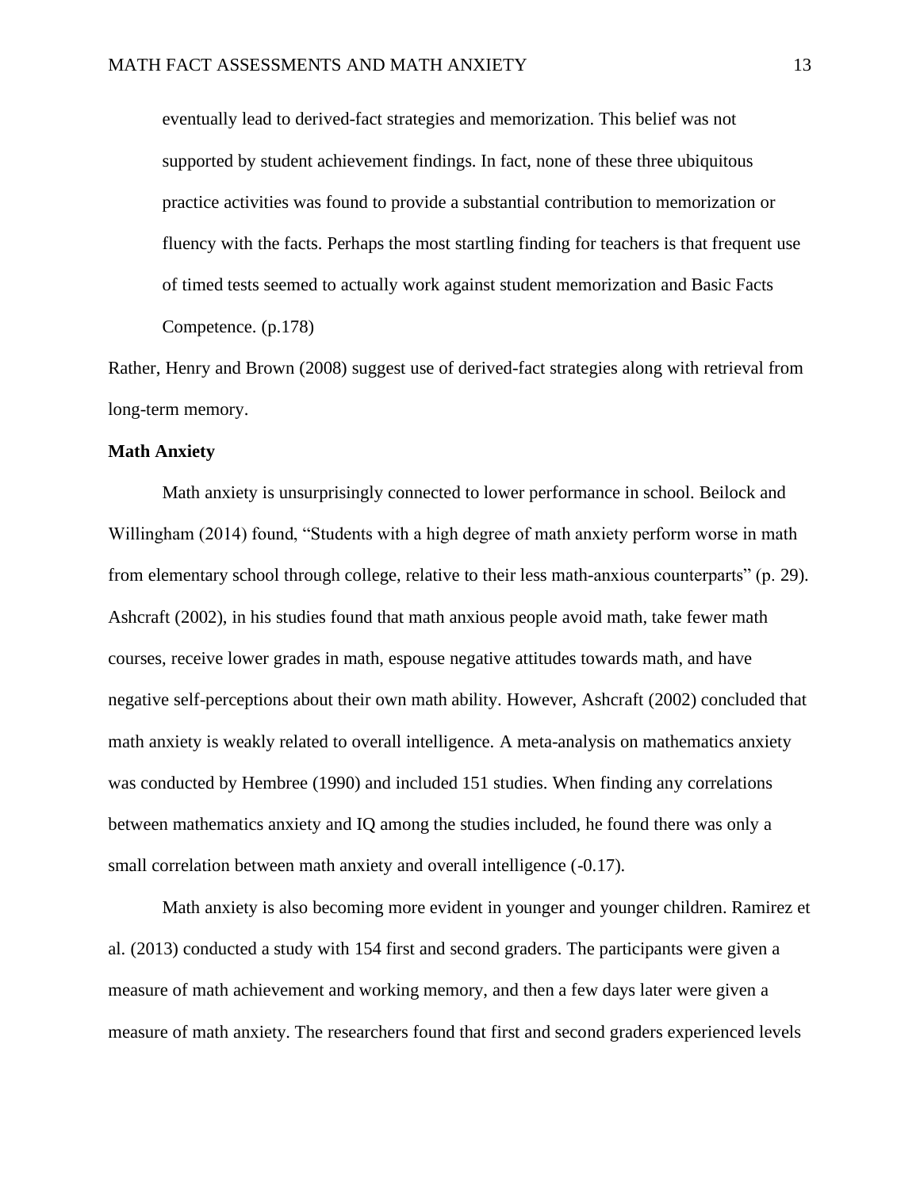> eventually lead to derived-fact strategies and memorization. This belief was not supported by student achievement findings. In fact, none of these three ubiquitous practice activities was found to provide a substantial contribution to memorization or fluency with the facts. Perhaps the most startling finding for teachers is that frequent use of timed tests seemed to actually work against student memorization and Basic Facts Competence. (p.178)

Rather, Henry and Brown (2008) suggest use of derived-fact strategies along with retrieval from long-term memory.

**Math Anxiety**

Math anxiety is unsurprisingly connected to lower performance in school. Beilock and Willingham (2014) found, "Students with a high degree of math anxiety perform worse in math from elementary school through college, relative to their less math-anxious counterparts" (p. 29). Ashcraft (2002), in his studies found that math anxious people avoid math, take fewer math courses, receive lower grades in math, espouse negative attitudes towards math, and have negative self-perceptions about their own math ability. However, Ashcraft (2002) concluded that math anxiety is weakly related to overall intelligence. A meta-analysis on mathematics anxiety was conducted by Hembree (1990) and included 151 studies. When finding any correlations between mathematics anxiety and IQ among the studies included, he found there was only a small correlation between math anxiety and overall intelligence (-0.17).

Math anxiety is also becoming more evident in younger and younger children. Ramirez et al. (2013) conducted a study with 154 first and second graders. The participants were given a measure of math achievement and working memory, and then a few days later were given a measure of math anxiety. The researchers found that first and second graders experienced levels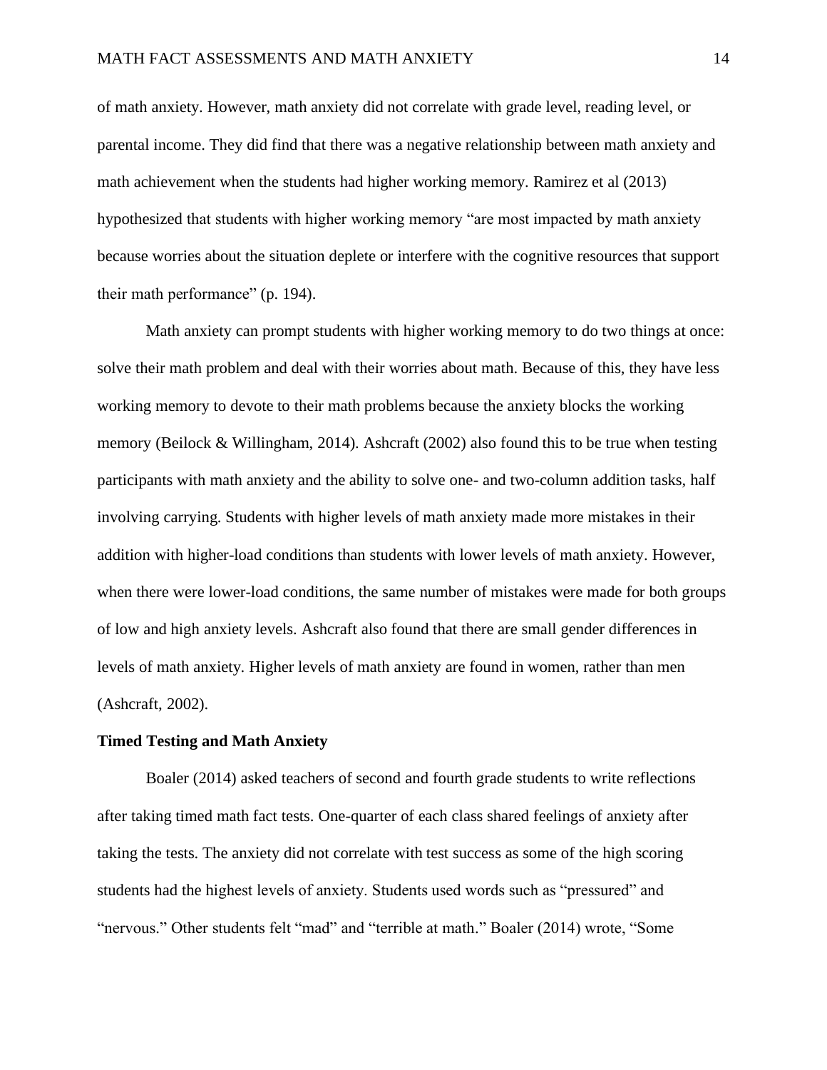of math anxiety. However, math anxiety did not correlate with grade level, reading level, or parental income. They did find that there was a negative relationship between math anxiety and math achievement when the students had higher working memory. Ramirez et al (2013) hypothesized that students with higher working memory "are most impacted by math anxiety because worries about the situation deplete or interfere with the cognitive resources that support their math performance" (p. 194).

Math anxiety can prompt students with higher working memory to do two things at once: solve their math problem and deal with their worries about math. Because of this, they have less working memory to devote to their math problems because the anxiety blocks the working memory (Beilock & Willingham, 2014). Ashcraft (2002) also found this to be true when testing participants with math anxiety and the ability to solve one- and two-column addition tasks, half involving carrying. Students with higher levels of math anxiety made more mistakes in their addition with higher-load conditions than students with lower levels of math anxiety. However, when there were lower-load conditions, the same number of mistakes were made for both groups of low and high anxiety levels. Ashcraft also found that there are small gender differences in levels of math anxiety. Higher levels of math anxiety are found in women, rather than men (Ashcraft, 2002).

### Timed Testing and Math Anxiety

Boaler (2014) asked teachers of second and fourth grade students to write reflections after taking timed math fact tests. One-quarter of each class shared feelings of anxiety after taking the tests. The anxiety did not correlate with test success as some of the high scoring students had the highest levels of anxiety. Students used words such as "pressured" and "nervous." Other students felt "mad" and "terrible at math." Boaler (2014) wrote, "Some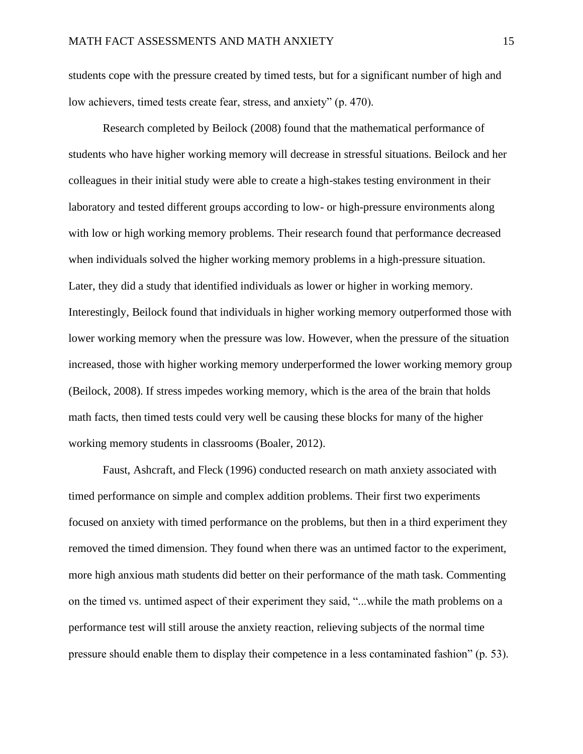students cope with the pressure created by timed tests, but for a significant number of high and low achievers, timed tests create fear, stress, and anxiety" (p. 470).

Research completed by Beilock (2008) found that the mathematical performance of students who have higher working memory will decrease in stressful situations. Beilock and her colleagues in their initial study were able to create a high-stakes testing environment in their laboratory and tested different groups according to low- or high-pressure environments along with low or high working memory problems. Their research found that performance decreased when individuals solved the higher working memory problems in a high-pressure situation. Later, they did a study that identified individuals as lower or higher in working memory. Interestingly, Beilock found that individuals in higher working memory outperformed those with lower working memory when the pressure was low. However, when the pressure of the situation increased, those with higher working memory underperformed the lower working memory group (Beilock, 2008). If stress impedes working memory, which is the area of the brain that holds math facts, then timed tests could very well be causing these blocks for many of the higher working memory students in classrooms (Boaler, 2012).

Faust, Ashcraft, and Fleck (1996) conducted research on math anxiety associated with timed performance on simple and complex addition problems. Their first two experiments focused on anxiety with timed performance on the problems, but then in a third experiment they removed the timed dimension. They found when there was an untimed factor to the experiment, more high anxious math students did better on their performance of the math task. Commenting on the timed vs. untimed aspect of their experiment they said, "...while the math problems on a performance test will still arouse the anxiety reaction, relieving subjects of the normal time pressure should enable them to display their competence in a less contaminated fashion" (p. 53).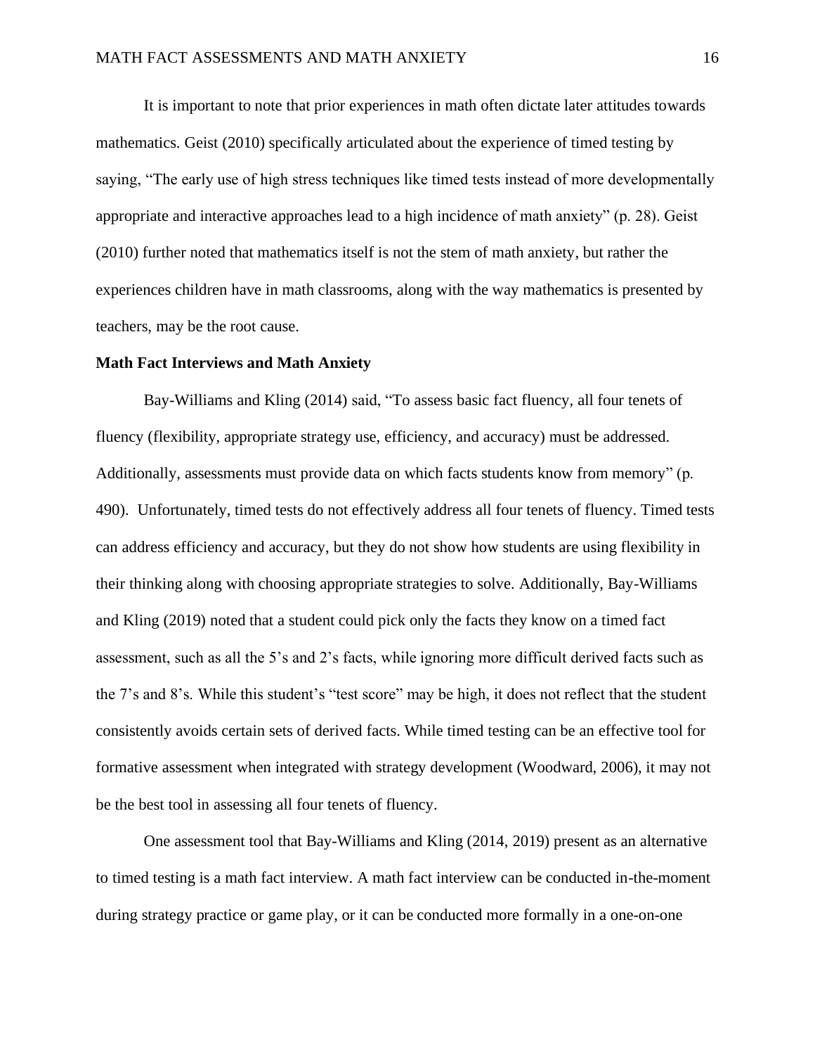It is important to note that prior experiences in math often dictate later attitudes towards mathematics. Geist (2010) specifically articulated about the experience of timed testing by saying, "The early use of high stress techniques like timed tests instead of more developmentally appropriate and interactive approaches lead to a high incidence of math anxiety" (p. 28). Geist (2010) further noted that mathematics itself is not the stem of math anxiety, but rather the experiences children have in math classrooms, along with the way mathematics is presented by teachers, may be the root cause.

**Math Fact Interviews and Math Anxiety**

Bay-Williams and Kling (2014) said, "To assess basic fact fluency, all four tenets of fluency (flexibility, appropriate strategy use, efficiency, and accuracy) must be addressed. Additionally, assessments must provide data on which facts students know from memory" (p. 490). Unfortunately, timed tests do not effectively address all four tenets of fluency. Timed tests can address efficiency and accuracy, but they do not show how students are using flexibility in their thinking along with choosing appropriate strategies to solve. Additionally, Bay-Williams and Kling (2019) noted that a student could pick only the facts they know on a timed fact assessment, such as all the 5's and 2's facts, while ignoring more difficult derived facts such as the 7's and 8's. While this student's "test score" may be high, it does not reflect that the student consistently avoids certain sets of derived facts. While timed testing can be an effective tool for formative assessment when integrated with strategy development (Woodward, 2006), it may not be the best tool in assessing all four tenets of fluency.

One assessment tool that Bay-Williams and Kling (2014, 2019) present as an alternative to timed testing is a math fact interview. A math fact interview can be conducted in-the-moment during strategy practice or game play, or it can be conducted more formally in a one-on-one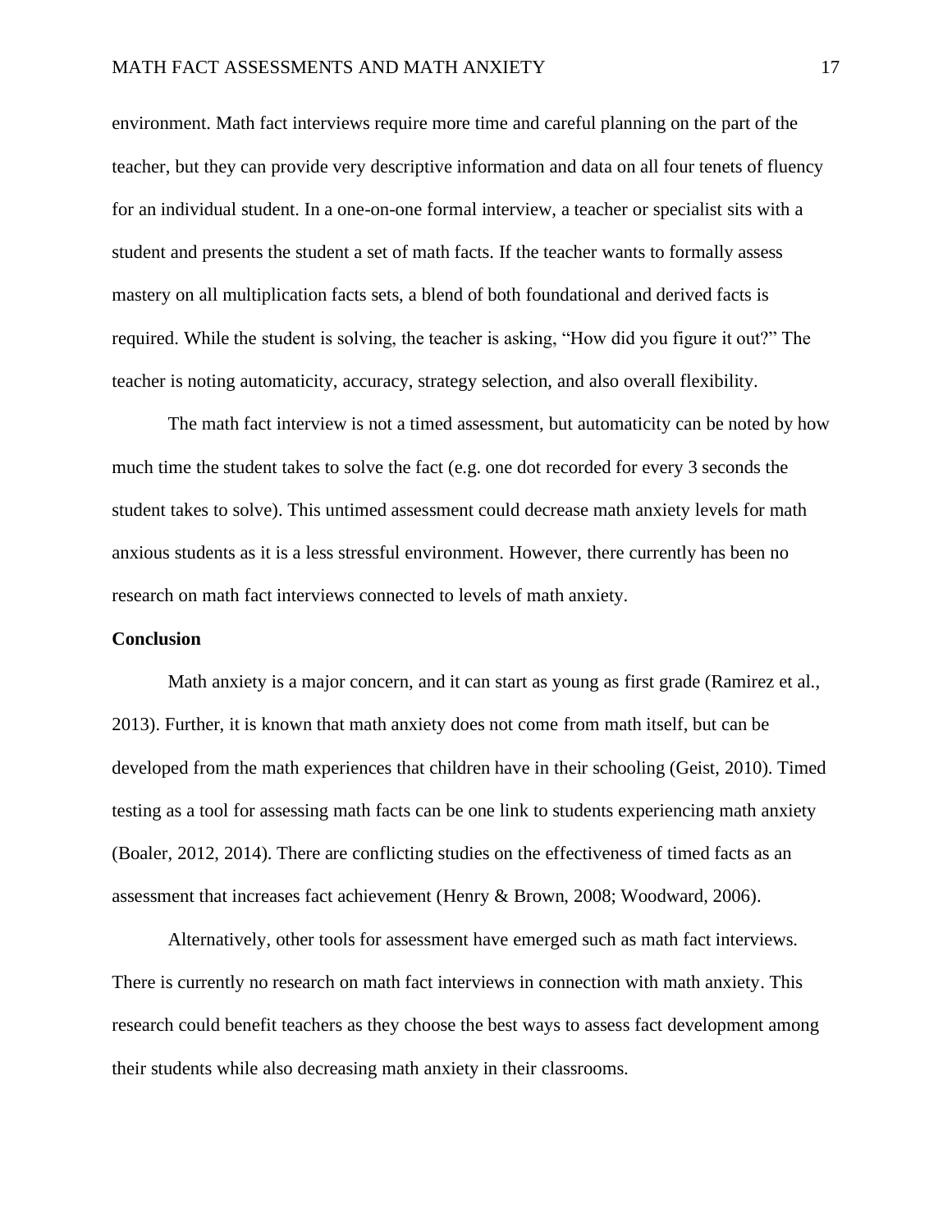environment. Math fact interviews require more time and careful planning on the part of the teacher, but they can provide very descriptive information and data on all four tenets of fluency for an individual student. In a one-on-one formal interview, a teacher or specialist sits with a student and presents the student a set of math facts. If the teacher wants to formally assess mastery on all multiplication facts sets, a blend of both foundational and derived facts is required. While the student is solving, the teacher is asking, “How did you figure it out?” The teacher is noting automaticity, accuracy, strategy selection, and also overall flexibility.

The math fact interview is not a timed assessment, but automaticity can be noted by how much time the student takes to solve the fact (e.g. one dot recorded for every 3 seconds the student takes to solve). This untimed assessment could decrease math anxiety levels for math anxious students as it is a less stressful environment. However, there currently has been no research on math fact interviews connected to levels of math anxiety.

**Conclusion**

Math anxiety is a major concern, and it can start as young as first grade (Ramirez et al., 2013). Further, it is known that math anxiety does not come from math itself, but can be developed from the math experiences that children have in their schooling (Geist, 2010). Timed testing as a tool for assessing math facts can be one link to students experiencing math anxiety (Boaler, 2012, 2014). There are conflicting studies on the effectiveness of timed facts as an assessment that increases fact achievement (Henry & Brown, 2008; Woodward, 2006).

Alternatively, other tools for assessment have emerged such as math fact interviews. There is currently no research on math fact interviews in connection with math anxiety. This research could benefit teachers as they choose the best ways to assess fact development among their students while also decreasing math anxiety in their classrooms.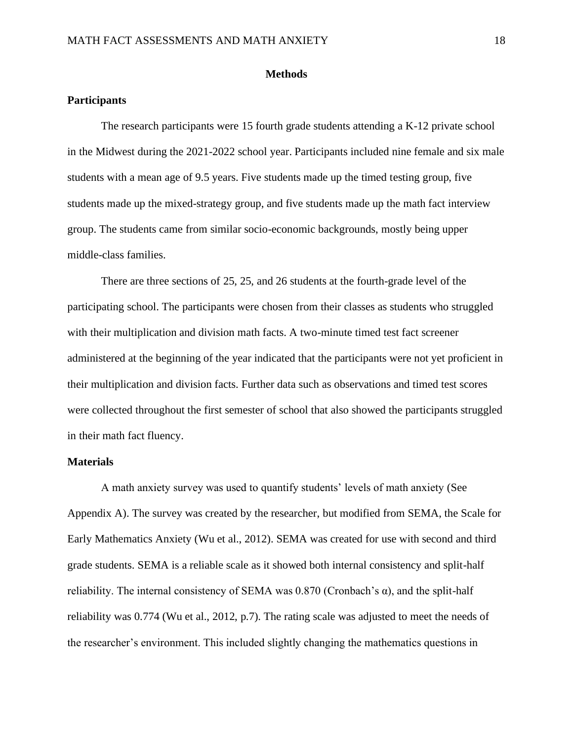# Methods

## Participants

The research participants were 15 fourth grade students attending a K-12 private school in the Midwest during the 2021-2022 school year. Participants included nine female and six male students with a mean age of 9.5 years. Five students made up the timed testing group, five students made up the mixed-strategy group, and five students made up the math fact interview group. The students came from similar socio-economic backgrounds, mostly being upper middle-class families.

There are three sections of 25, 25, and 26 students at the fourth-grade level of the participating school. The participants were chosen from their classes as students who struggled with their multiplication and division math facts. A two-minute timed test fact screener administered at the beginning of the year indicated that the participants were not yet proficient in their multiplication and division facts. Further data such as observations and timed test scores were collected throughout the first semester of school that also showed the participants struggled in their math fact fluency.

## Materials

A math anxiety survey was used to quantify students' levels of math anxiety (See Appendix A). The survey was created by the researcher, but modified from SEMA, the Scale for Early Mathematics Anxiety (Wu et al., 2012). SEMA was created for use with second and third grade students. SEMA is a reliable scale as it showed both internal consistency and split-half reliability. The internal consistency of SEMA was 0.870 (Cronbach's α), and the split-half reliability was 0.774 (Wu et al., 2012, p.7). The rating scale was adjusted to meet the needs of the researcher's environment. This included slightly changing the mathematics questions in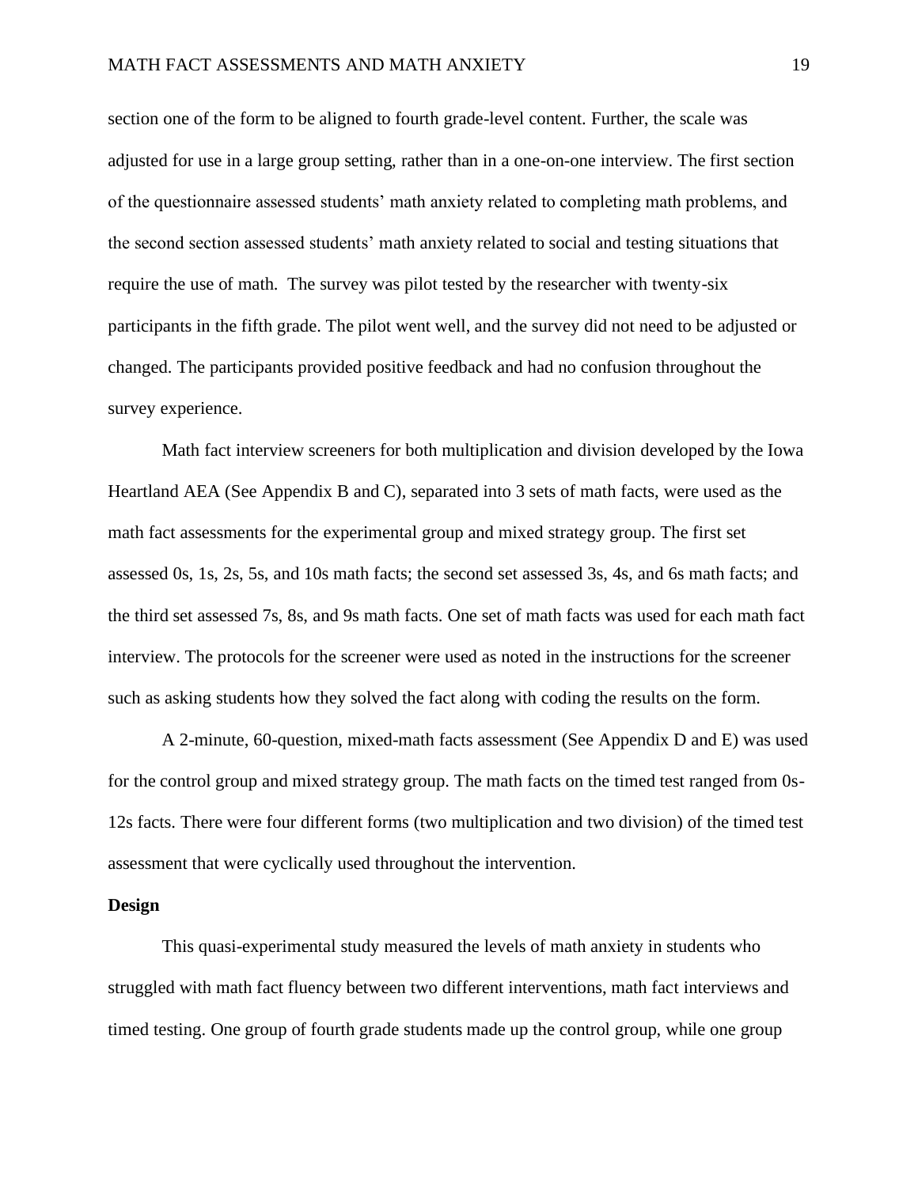section one of the form to be aligned to fourth grade-level content. Further, the scale was adjusted for use in a large group setting, rather than in a one-on-one interview. The first section of the questionnaire assessed students' math anxiety related to completing math problems, and the second section assessed students' math anxiety related to social and testing situations that require the use of math. The survey was pilot tested by the researcher with twenty-six participants in the fifth grade. The pilot went well, and the survey did not need to be adjusted or changed. The participants provided positive feedback and had no confusion throughout the survey experience.

Math fact interview screeners for both multiplication and division developed by the Iowa Heartland AEA (See Appendix B and C), separated into 3 sets of math facts, were used as the math fact assessments for the experimental group and mixed strategy group. The first set assessed 0s, 1s, 2s, 5s, and 10s math facts; the second set assessed 3s, 4s, and 6s math facts; and the third set assessed 7s, 8s, and 9s math facts. One set of math facts was used for each math fact interview. The protocols for the screener were used as noted in the instructions for the screener such as asking students how they solved the fact along with coding the results on the form.

A 2-minute, 60-question, mixed-math facts assessment (See Appendix D and E) was used for the control group and mixed strategy group. The math facts on the timed test ranged from 0s-12s facts. There were four different forms (two multiplication and two division) of the timed test assessment that were cyclically used throughout the intervention.

**Design**

This quasi-experimental study measured the levels of math anxiety in students who struggled with math fact fluency between two different interventions, math fact interviews and timed testing. One group of fourth grade students made up the control group, while one group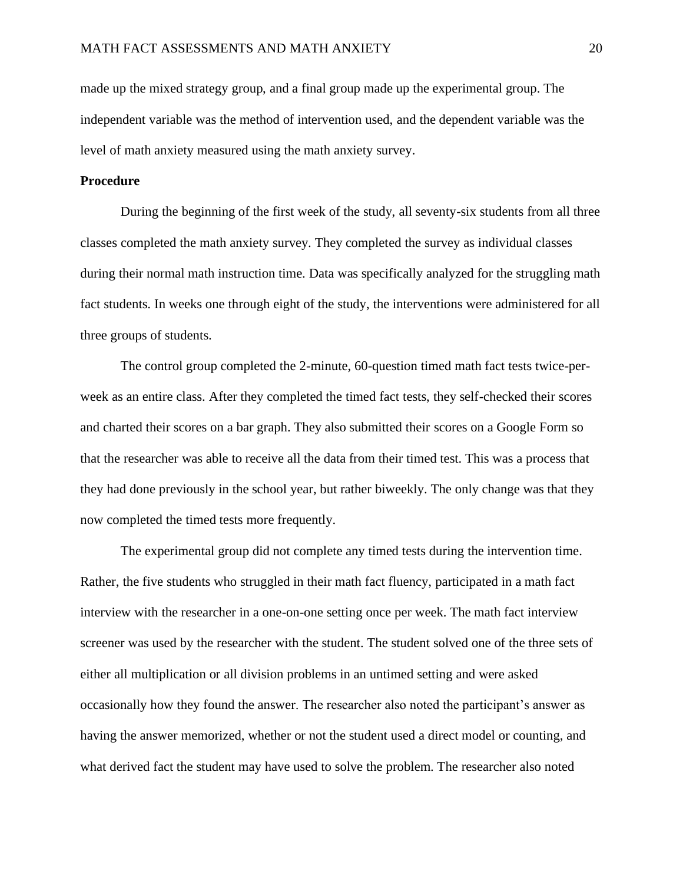made up the mixed strategy group, and a final group made up the experimental group. The independent variable was the method of intervention used, and the dependent variable was the level of math anxiety measured using the math anxiety survey.

**Procedure**

During the beginning of the first week of the study, all seventy-six students from all three classes completed the math anxiety survey. They completed the survey as individual classes during their normal math instruction time. Data was specifically analyzed for the struggling math fact students. In weeks one through eight of the study, the interventions were administered for all three groups of students.

The control group completed the 2-minute, 60-question timed math fact tests twice-per-week as an entire class. After they completed the timed fact tests, they self-checked their scores and charted their scores on a bar graph. They also submitted their scores on a Google Form so that the researcher was able to receive all the data from their timed test. This was a process that they had done previously in the school year, but rather biweekly. The only change was that they now completed the timed tests more frequently.

The experimental group did not complete any timed tests during the intervention time. Rather, the five students who struggled in their math fact fluency, participated in a math fact interview with the researcher in a one-on-one setting once per week. The math fact interview screener was used by the researcher with the student. The student solved one of the three sets of either all multiplication or all division problems in an untimed setting and were asked occasionally how they found the answer. The researcher also noted the participant's answer as having the answer memorized, whether or not the student used a direct model or counting, and what derived fact the student may have used to solve the problem. The researcher also noted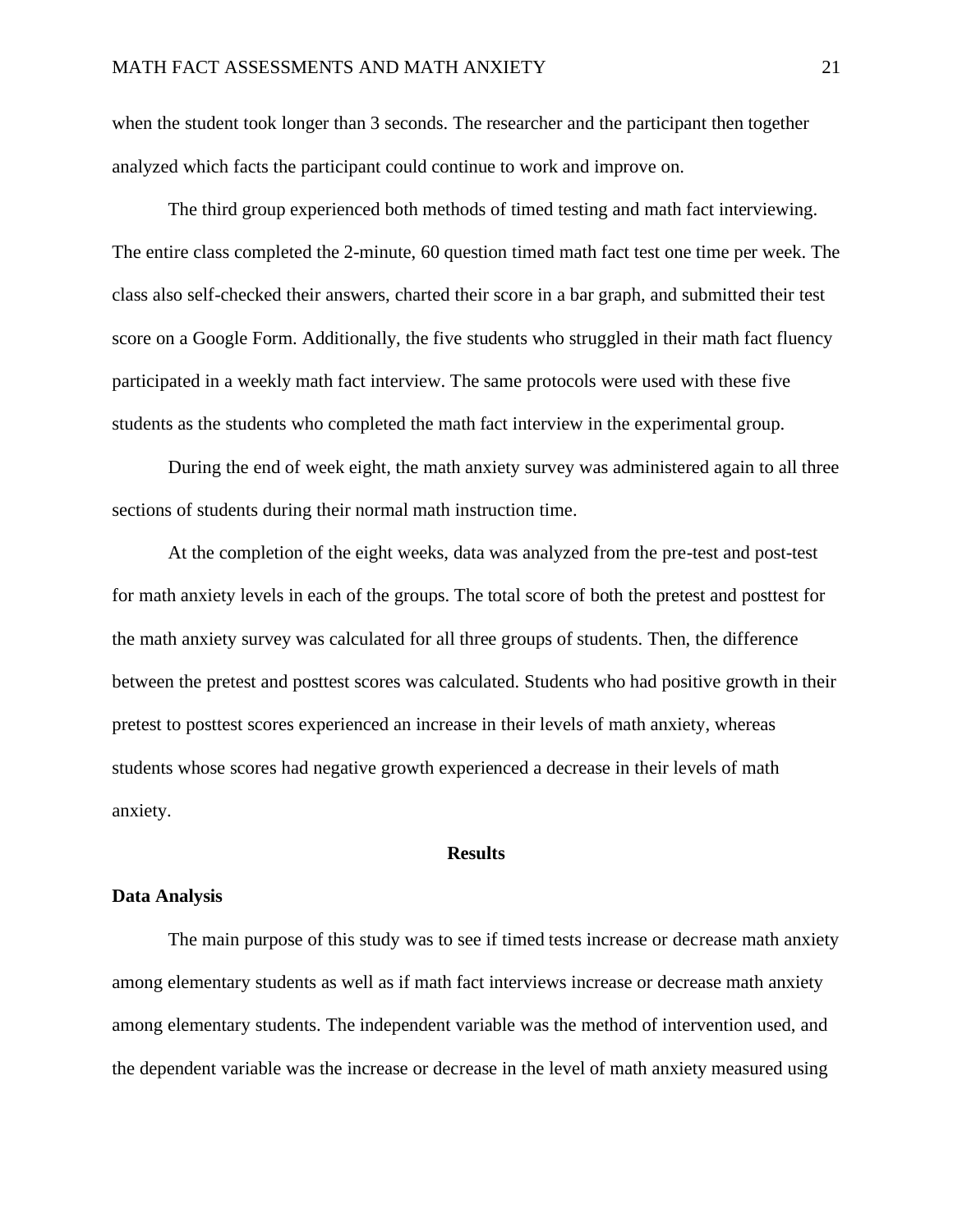when the student took longer than 3 seconds. The researcher and the participant then together analyzed which facts the participant could continue to work and improve on.

The third group experienced both methods of timed testing and math fact interviewing. The entire class completed the 2-minute, 60 question timed math fact test one time per week. The class also self-checked their answers, charted their score in a bar graph, and submitted their test score on a Google Form. Additionally, the five students who struggled in their math fact fluency participated in a weekly math fact interview. The same protocols were used with these five students as the students who completed the math fact interview in the experimental group.

During the end of week eight, the math anxiety survey was administered again to all three sections of students during their normal math instruction time.

At the completion of the eight weeks, data was analyzed from the pre-test and post-test for math anxiety levels in each of the groups. The total score of both the pretest and posttest for the math anxiety survey was calculated for all three groups of students. Then, the difference between the pretest and posttest scores was calculated. Students who had positive growth in their pretest to posttest scores experienced an increase in their levels of math anxiety, whereas students whose scores had negative growth experienced a decrease in their levels of math anxiety.

## Results

### Data Analysis

The main purpose of this study was to see if timed tests increase or decrease math anxiety among elementary students as well as if math fact interviews increase or decrease math anxiety among elementary students. The independent variable was the method of intervention used, and the dependent variable was the increase or decrease in the level of math anxiety measured using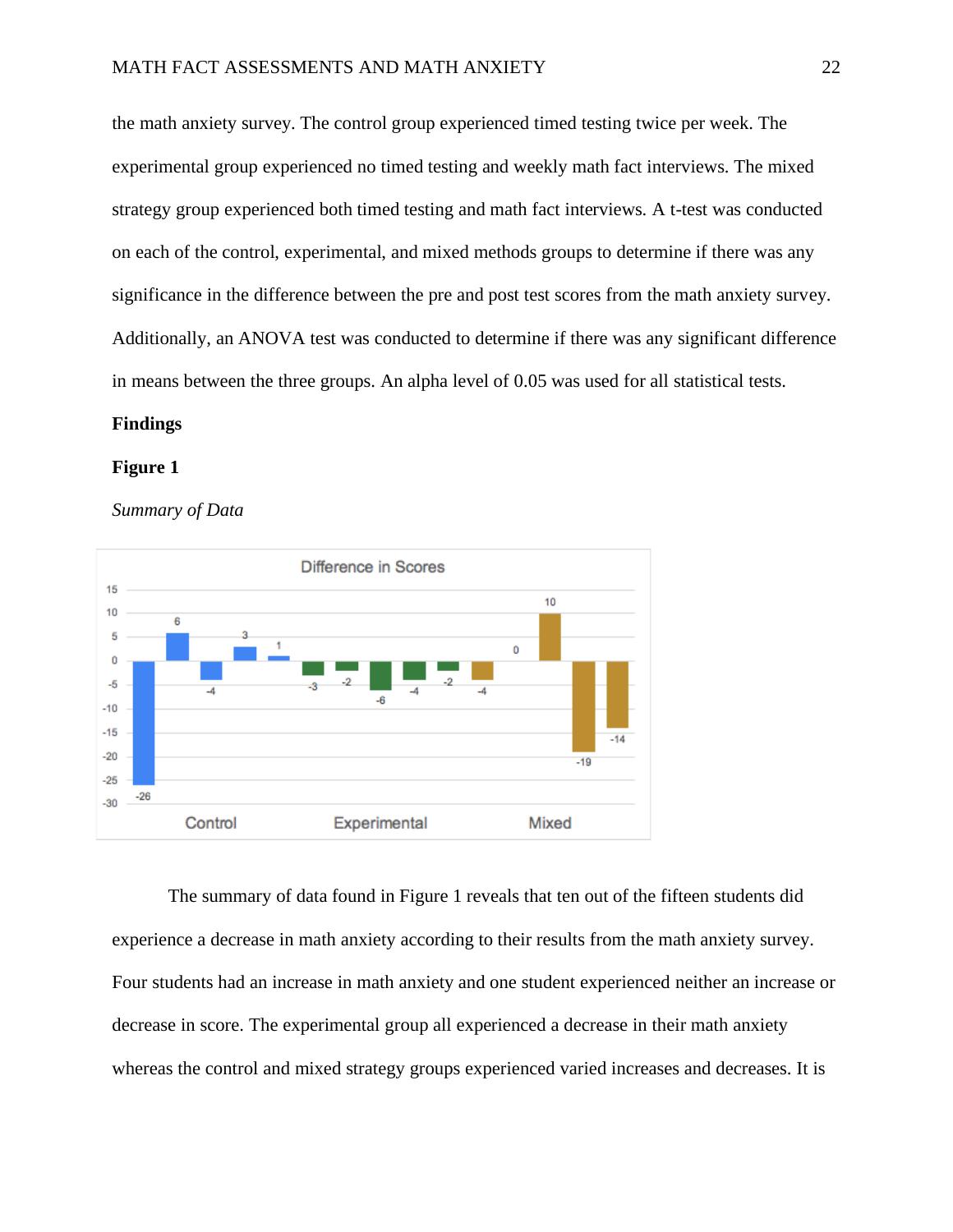the math anxiety survey. The control group experienced timed testing twice per week. The experimental group experienced no timed testing and weekly math fact interviews. The mixed strategy group experienced both timed testing and math fact interviews. A t-test was conducted on each of the control, experimental, and mixed methods groups to determine if there was any significance in the difference between the pre and post test scores from the math anxiety survey. Additionally, an ANOVA test was conducted to determine if there was any significant difference in means between the three groups. An alpha level of 0.05 was used for all statistical tests.

**Findings**

**Figure 1**

*Summary of Data*

The summary of data found in Figure 1 reveals that ten out of the fifteen students did experience a decrease in math anxiety according to their results from the math anxiety survey. Four students had an increase in math anxiety and one student experienced neither an increase or decrease in score. The experimental group all experienced a decrease in their math anxiety whereas the control and mixed strategy groups experienced varied increases and decreases. It is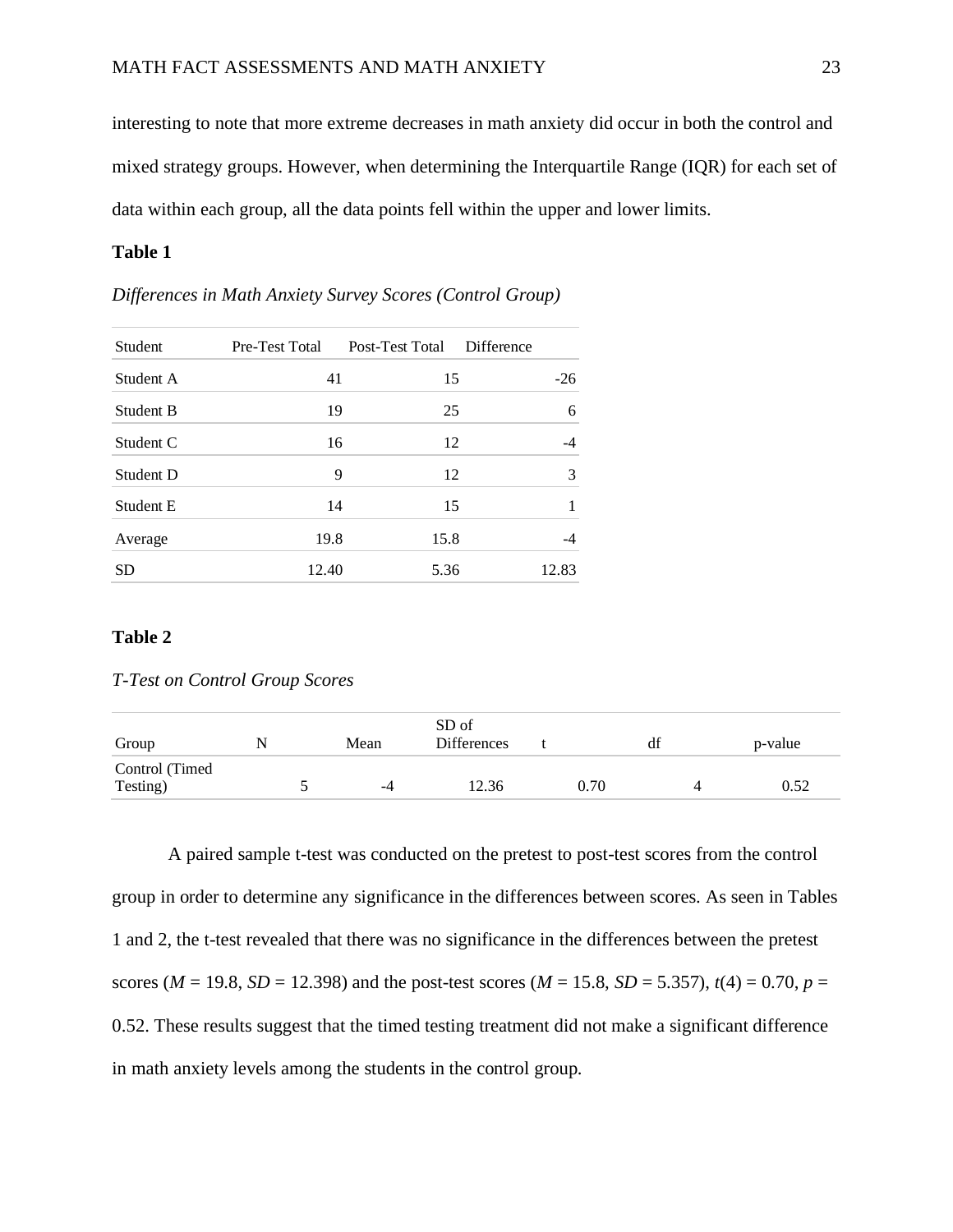interesting to note that more extreme decreases in math anxiety did occur in both the control and mixed strategy groups. However, when determining the Interquartile Range (IQR) for each set of data within each group, all the data points fell within the upper and lower limits.

**Table 1**

*Differences in Math Anxiety Survey Scores (Control Group)*

| Student | Pre-Test Total | Post-Test Total | Difference |
|---|---|---|---|
| Student A | 41 | 15 | -26 |
| Student B | 19 | 25 | 6 |
| Student C | 16 | 12 | -4 |
| Student D | 9 | 12 | 3 |
| Student E | 14 | 15 | 1 |
| Average | 19.8 | 15.8 | -4 |
| SD | 12.40 | 5.36 | 12.83 |

**Table 2**

*T-Test on Control Group Scores*

| Group | N | Mean | SD of Differences | t | df | p-value |
|---|---|---|---|---|---|---|
| Control (Timed Testing) | 5 | -4 | 12.36 | 0.70 | 4 | 0.52 |

A paired sample t-test was conducted on the pretest to post-test scores from the control group in order to determine any significance in the differences between scores. As seen in Tables 1 and 2, the t-test revealed that there was no significance in the differences between the pretest scores ($M$ = 19.8, $SD$ = 12.398) and the post-test scores ($M$ = 15.8, $SD$ = 5.357), $t(4) = 0.70$, $p$ = 0.52. These results suggest that the timed testing treatment did not make a significant difference in math anxiety levels among the students in the control group.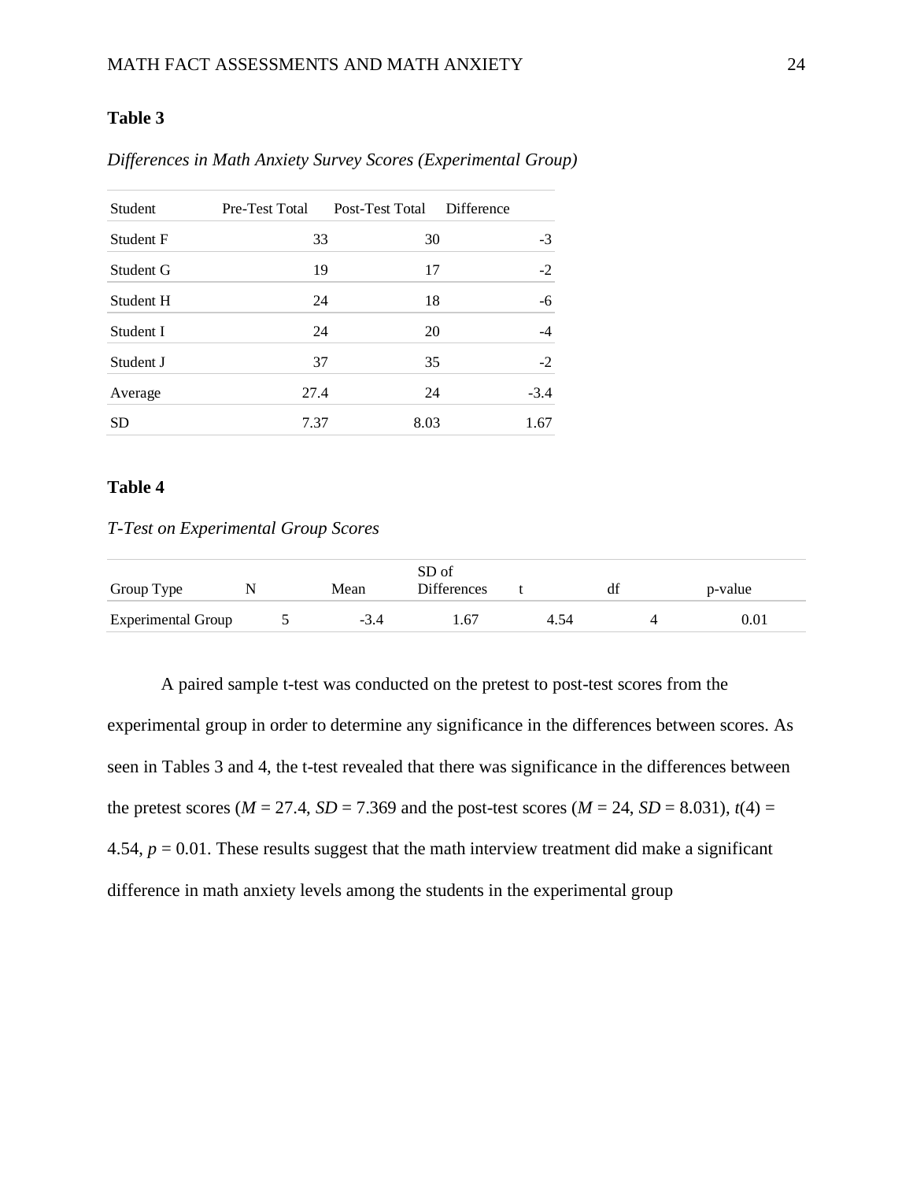**Table 3**

*Differences in Math Anxiety Survey Scores (Experimental Group)*

| Student | Pre-Test Total | Post-Test Total | Difference |
|---|---|---|---|
| Student F | 33 | 30 | -3 |
| Student G | 19 | 17 | -2 |
| Student H | 24 | 18 | -6 |
| Student I | 24 | 20 | -4 |
| Student J | 37 | 35 | -2 |
| Average | 27.4 | 24 | -3.4 |
| SD | 7.37 | 8.03 | 1.67 |

**Table 4**

*T-Test on Experimental Group Scores*

| Group Type | N | Mean | SD of Differences | t | df | p-value |
|---|---|---|---|---|---|---|
| Experimental Group | 5 | -3.4 | 1.67 | 4.54 | 4 | 0.01 |

A paired sample t-test was conducted on the pretest to post-test scores from the experimental group in order to determine any significance in the differences between scores. As seen in Tables 3 and 4, the t-test revealed that there was significance in the differences between the pretest scores ($M$ = 27.4, $SD$ = 7.369 and the post-test scores ($M$ = 24, $SD$ = 8.031), $t(4)$ = 4.54, $p$ = 0.01. These results suggest that the math interview treatment did make a significant difference in math anxiety levels among the students in the experimental group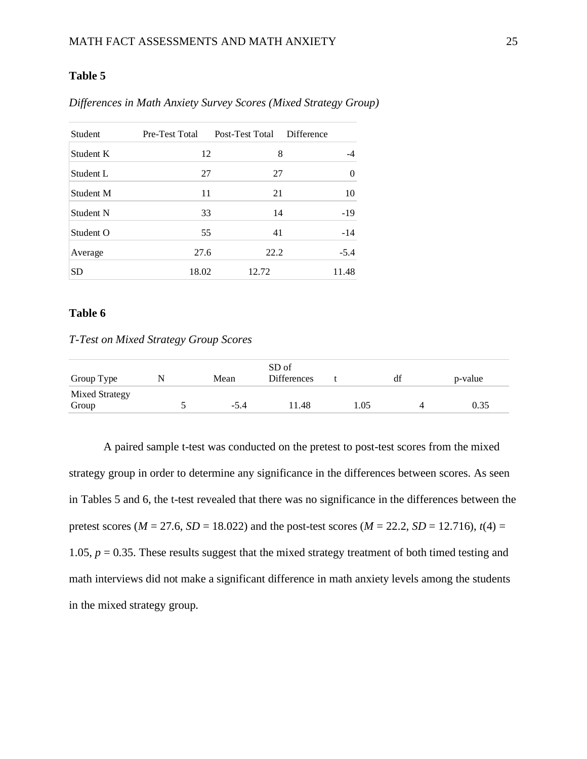**Table 5**

*Differences in Math Anxiety Survey Scores (Mixed Strategy Group)*

| Student | Pre-Test Total | Post-Test Total | Difference |
|---|---|---|---|
| Student K | 12 | 8 | -4 |
| Student L | 27 | 27 | 0 |
| Student M | 11 | 21 | 10 |
| Student N | 33 | 14 | -19 |
| Student O | 55 | 41 | -14 |
| Average | 27.6 | 22.2 | -5.4 |
| SD | 18.02 | 12.72 | 11.48 |

**Table 6**

*T-Test on Mixed Strategy Group Scores*

| Group Type | N | Mean | SD of Differences | t | df | p-value |
|---|---|---|---|---|---|---|
| Mixed Strategy Group | 5 | -5.4 | 11.48 | 1.05 | 4 | 0.35 |

A paired sample t-test was conducted on the pretest to post-test scores from the mixed strategy group in order to determine any significance in the differences between scores. As seen in Tables 5 and 6, the t-test revealed that there was no significance in the differences between the pretest scores ($M$ = 27.6, $SD$ = 18.022) and the post-test scores ($M$ = 22.2, $SD$ = 12.716), $t(4)$ = 1.05, $p$ = 0.35. These results suggest that the mixed strategy treatment of both timed testing and math interviews did not make a significant difference in math anxiety levels among the students in the mixed strategy group.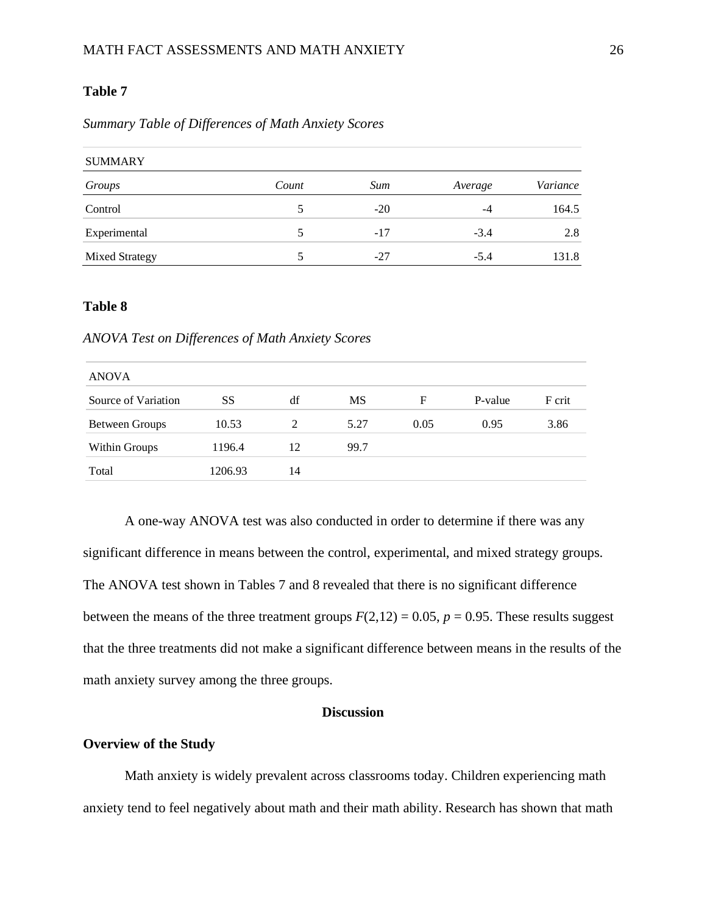**Table 7**

*Summary Table of Differences of Math Anxiety Scores*

| SUMMARY | | | | |
|---|---|---|---|---|
| *Groups* | *Count* | *Sum* | *Average* | *Variance* |
| Control | 5 | -20 | -4 | 164.5 |
| Experimental | 5 | -17 | -3.4 | 2.8 |
| Mixed Strategy | 5 | -27 | -5.4 | 131.8 |

**Table 8**

*ANOVA Test on Differences of Math Anxiety Scores*

| ANOVA | | | | | | |
|---|---|---|---|---|---|---|
| Source of Variation | SS | df | MS | F | P-value | F crit |
| Between Groups | 10.53 | 2 | 5.27 | 0.05 | 0.95 | 3.86 |
| Within Groups | 1196.4 | 12 | 99.7 | | | |
| Total | 1206.93 | 14 | | | | |

A one-way ANOVA test was also conducted in order to determine if there was any significant difference in means between the control, experimental, and mixed strategy groups. The ANOVA test shown in Tables 7 and 8 revealed that there is no significant difference between the means of the three treatment groups $F(2,12) = 0.05$, $p = 0.95$. These results suggest that the three treatments did not make a significant difference between means in the results of the math anxiety survey among the three groups.

## Discussion

### Overview of the Study

Math anxiety is widely prevalent across classrooms today. Children experiencing math anxiety tend to feel negatively about math and their math ability. Research has shown that math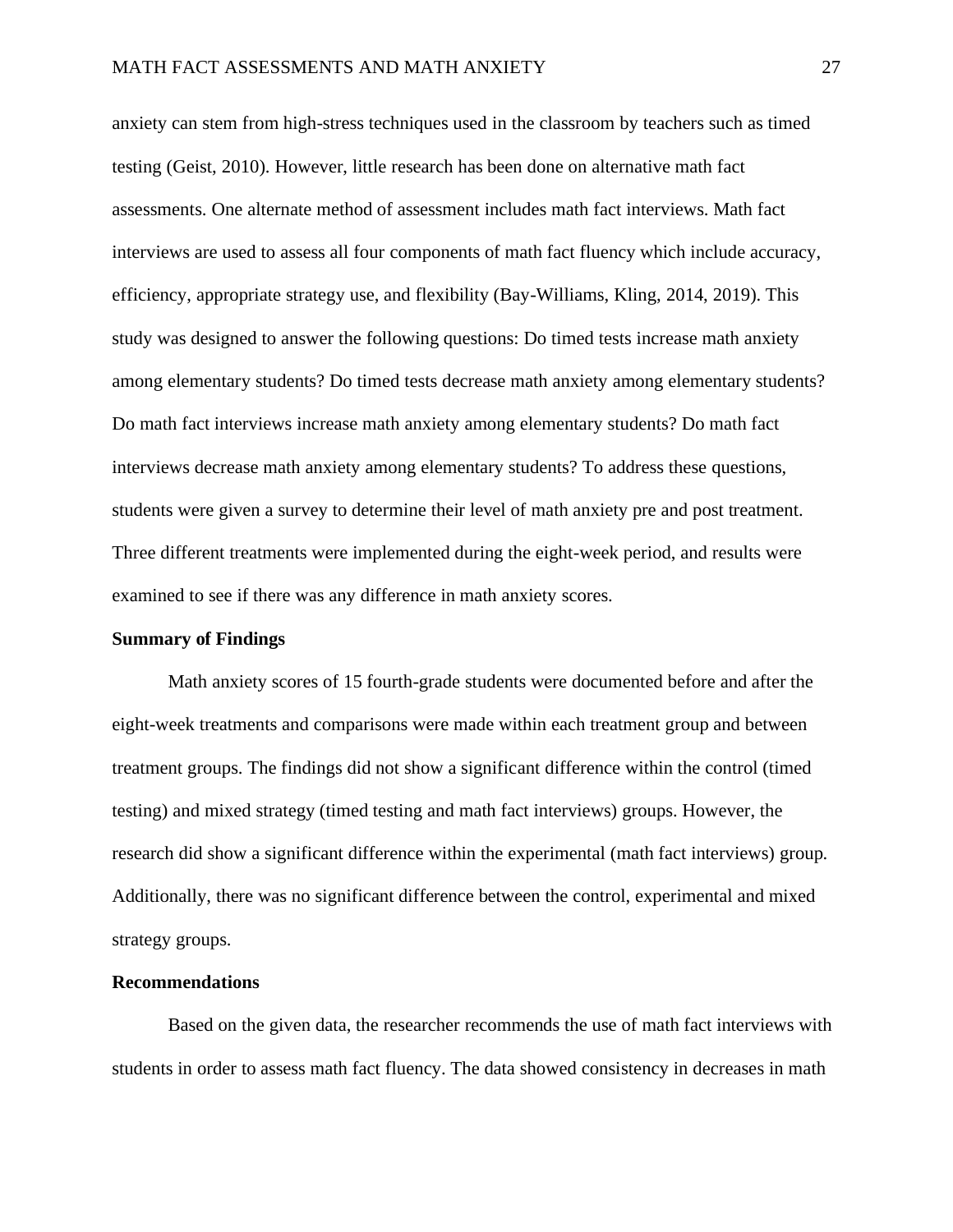anxiety can stem from high-stress techniques used in the classroom by teachers such as timed testing (Geist, 2010). However, little research has been done on alternative math fact assessments. One alternate method of assessment includes math fact interviews. Math fact interviews are used to assess all four components of math fact fluency which include accuracy, efficiency, appropriate strategy use, and flexibility (Bay-Williams, Kling, 2014, 2019). This study was designed to answer the following questions: Do timed tests increase math anxiety among elementary students? Do timed tests decrease math anxiety among elementary students? Do math fact interviews increase math anxiety among elementary students? Do math fact interviews decrease math anxiety among elementary students? To address these questions, students were given a survey to determine their level of math anxiety pre and post treatment. Three different treatments were implemented during the eight-week period, and results were examined to see if there was any difference in math anxiety scores.

## Summary of Findings

Math anxiety scores of 15 fourth-grade students were documented before and after the eight-week treatments and comparisons were made within each treatment group and between treatment groups. The findings did not show a significant difference within the control (timed testing) and mixed strategy (timed testing and math fact interviews) groups. However, the research did show a significant difference within the experimental (math fact interviews) group. Additionally, there was no significant difference between the control, experimental and mixed strategy groups.

## Recommendations

Based on the given data, the researcher recommends the use of math fact interviews with students in order to assess math fact fluency. The data showed consistency in decreases in math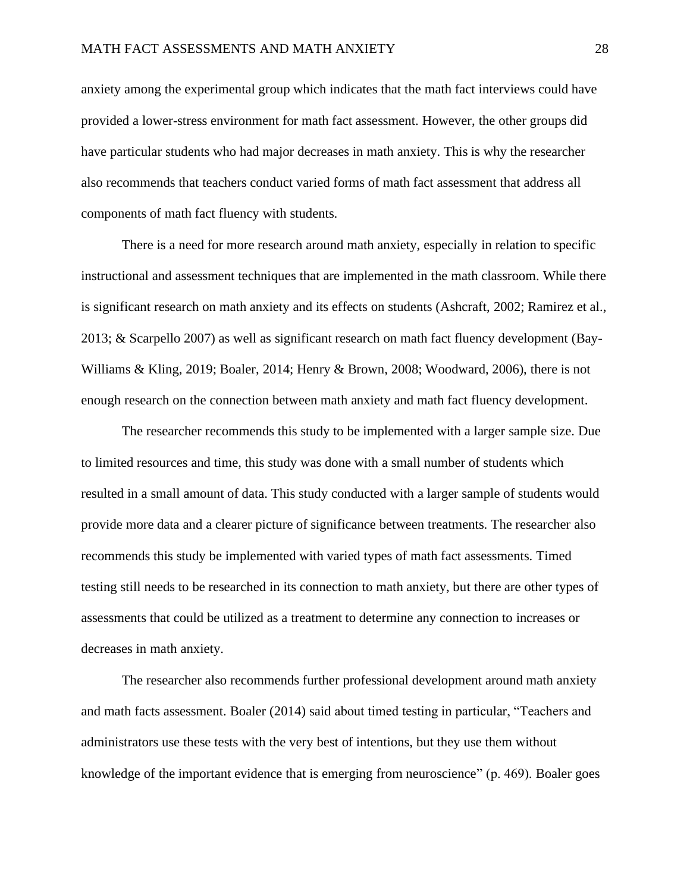anxiety among the experimental group which indicates that the math fact interviews could have provided a lower-stress environment for math fact assessment. However, the other groups did have particular students who had major decreases in math anxiety. This is why the researcher also recommends that teachers conduct varied forms of math fact assessment that address all components of math fact fluency with students.

There is a need for more research around math anxiety, especially in relation to specific instructional and assessment techniques that are implemented in the math classroom. While there is significant research on math anxiety and its effects on students (Ashcraft, 2002; Ramirez et al., 2013; & Scarpello 2007) as well as significant research on math fact fluency development (Bay-Williams & Kling, 2019; Boaler, 2014; Henry & Brown, 2008; Woodward, 2006), there is not enough research on the connection between math anxiety and math fact fluency development.

The researcher recommends this study to be implemented with a larger sample size. Due to limited resources and time, this study was done with a small number of students which resulted in a small amount of data. This study conducted with a larger sample of students would provide more data and a clearer picture of significance between treatments. The researcher also recommends this study be implemented with varied types of math fact assessments. Timed testing still needs to be researched in its connection to math anxiety, but there are other types of assessments that could be utilized as a treatment to determine any connection to increases or decreases in math anxiety.

The researcher also recommends further professional development around math anxiety and math facts assessment. Boaler (2014) said about timed testing in particular, "Teachers and administrators use these tests with the very best of intentions, but they use them without knowledge of the important evidence that is emerging from neuroscience" (p. 469). Boaler goes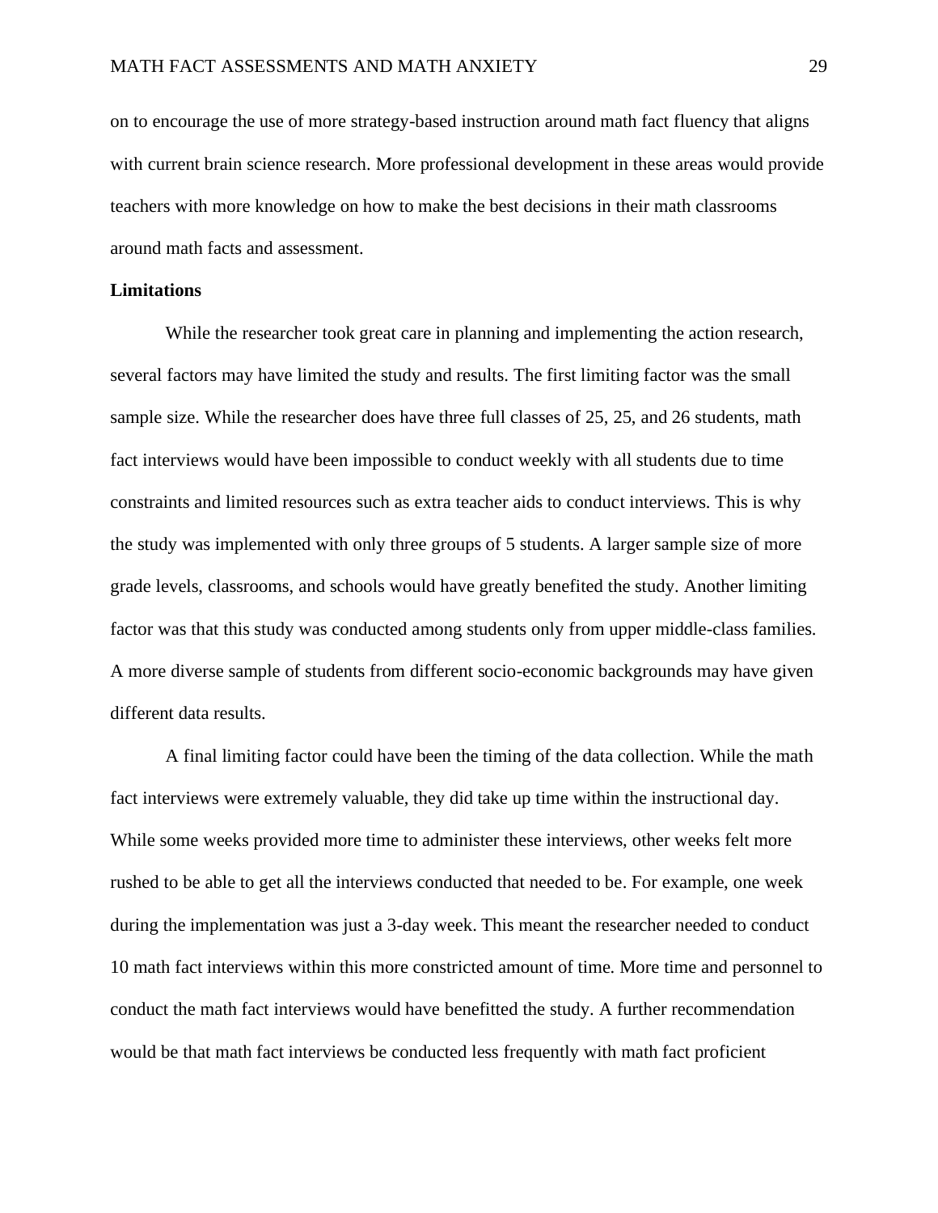on to encourage the use of more strategy-based instruction around math fact fluency that aligns with current brain science research. More professional development in these areas would provide teachers with more knowledge on how to make the best decisions in their math classrooms around math facts and assessment.

**Limitations**

While the researcher took great care in planning and implementing the action research, several factors may have limited the study and results. The first limiting factor was the small sample size. While the researcher does have three full classes of 25, 25, and 26 students, math fact interviews would have been impossible to conduct weekly with all students due to time constraints and limited resources such as extra teacher aids to conduct interviews. This is why the study was implemented with only three groups of 5 students. A larger sample size of more grade levels, classrooms, and schools would have greatly benefited the study. Another limiting factor was that this study was conducted among students only from upper middle-class families. A more diverse sample of students from different socio-economic backgrounds may have given different data results.

A final limiting factor could have been the timing of the data collection. While the math fact interviews were extremely valuable, they did take up time within the instructional day. While some weeks provided more time to administer these interviews, other weeks felt more rushed to be able to get all the interviews conducted that needed to be. For example, one week during the implementation was just a 3-day week. This meant the researcher needed to conduct 10 math fact interviews within this more constricted amount of time. More time and personnel to conduct the math fact interviews would have benefitted the study. A further recommendation would be that math fact interviews be conducted less frequently with math fact proficient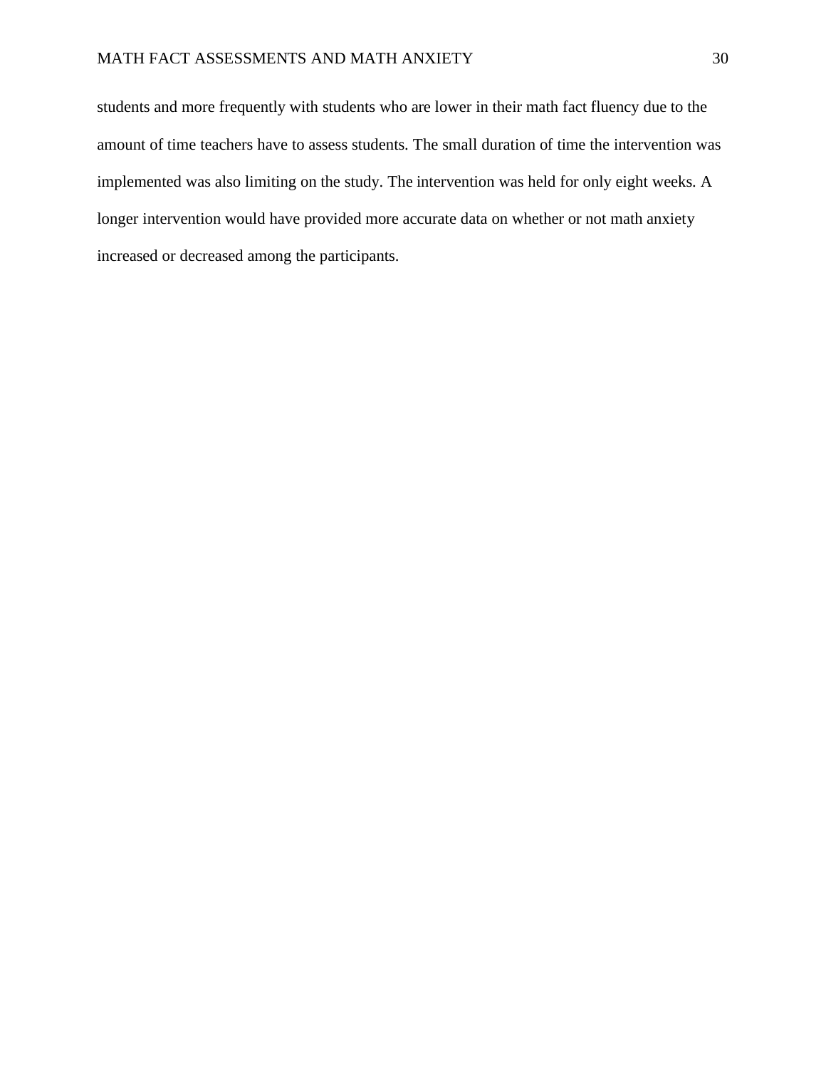students and more frequently with students who are lower in their math fact fluency due to the amount of time teachers have to assess students. The small duration of time the intervention was implemented was also limiting on the study. The intervention was held for only eight weeks. A longer intervention would have provided more accurate data on whether or not math anxiety increased or decreased among the participants.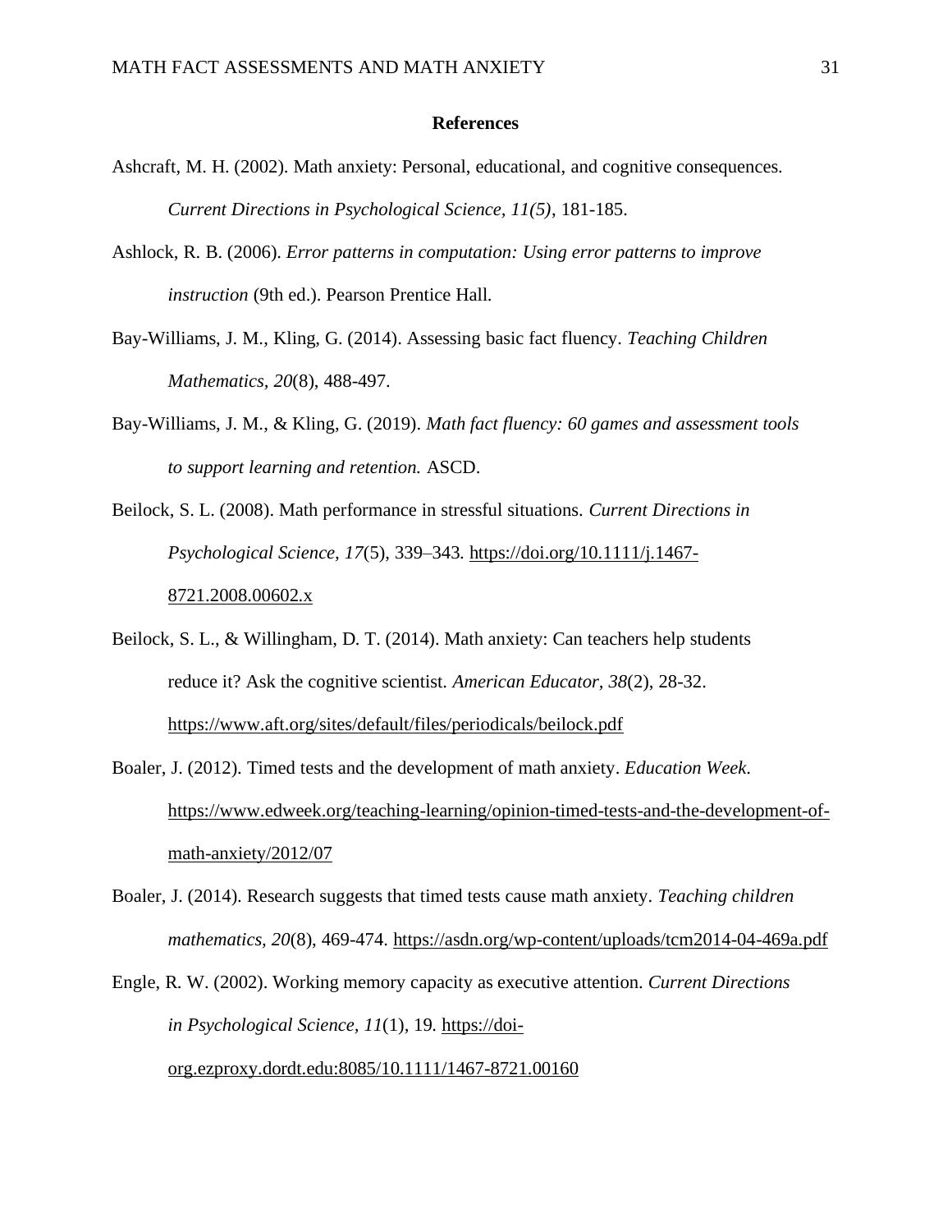## References

Ashcraft, M. H. (2002). Math anxiety: Personal, educational, and cognitive consequences. *Current Directions in Psychological Science, 11(5)*, 181-185.

Ashlock, R. B. (2006). *Error patterns in computation: Using error patterns to improve instruction* (9th ed.). Pearson Prentice Hall.

Bay-Williams, J. M., Kling, G. (2014). Assessing basic fact fluency. *Teaching Children Mathematics, 20*(8), 488-497.

Bay-Williams, J. M., & Kling, G. (2019). *Math fact fluency: 60 games and assessment tools to support learning and retention.* ASCD.

Beilock, S. L. (2008). Math performance in stressful situations. *Current Directions in Psychological Science, 17*(5), 339–343. https://doi.org/10.1111/j.1467-8721.2008.00602.x

Beilock, S. L., & Willingham, D. T. (2014). Math anxiety: Can teachers help students reduce it? Ask the cognitive scientist. *American Educator, 38*(2), 28-32. https://www.aft.org/sites/default/files/periodicals/beilock.pdf

Boaler, J. (2012). Timed tests and the development of math anxiety. *Education Week*. https://www.edweek.org/teaching-learning/opinion-timed-tests-and-the-development-of-math-anxiety/2012/07

Boaler, J. (2014). Research suggests that timed tests cause math anxiety. *Teaching children mathematics, 20*(8), 469-474. https://asdn.org/wp-content/uploads/tcm2014-04-469a.pdf

Engle, R. W. (2002). Working memory capacity as executive attention. *Current Directions in Psychological Science, 11*(1), 19. https://doi-org.ezproxy.dordt.edu:8085/10.1111/1467-8721.00160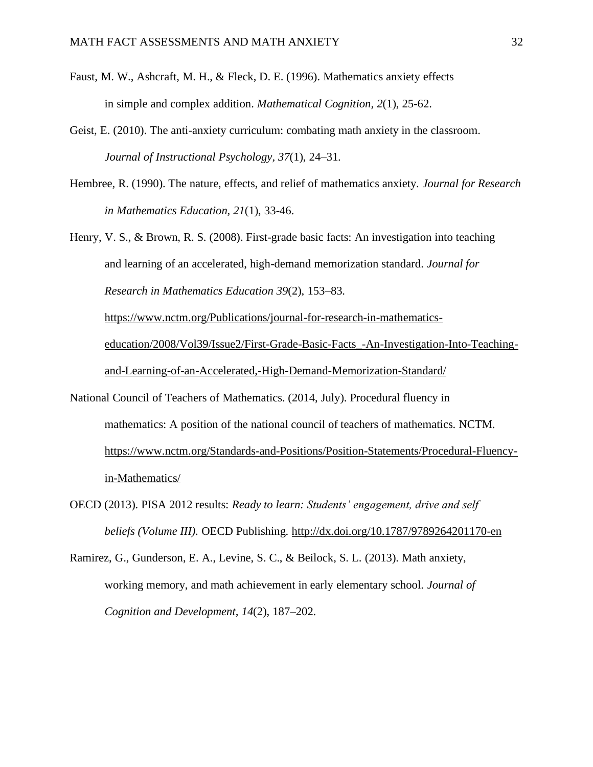Faust, M. W., Ashcraft, M. H., & Fleck, D. E. (1996). Mathematics anxiety effects in simple and complex addition. *Mathematical Cognition, 2*(1), 25-62.

Geist, E. (2010). The anti-anxiety curriculum: combating math anxiety in the classroom. *Journal of Instructional Psychology, 37*(1), 24–31.

Hembree, R. (1990). The nature, effects, and relief of mathematics anxiety. *Journal for Research in Mathematics Education, 21*(1), 33-46.

Henry, V. S., & Brown, R. S. (2008). First-grade basic facts: An investigation into teaching and learning of an accelerated, high-demand memorization standard. *Journal for Research in Mathematics Education 39*(2), 153–83. https://www.nctm.org/Publications/journal-for-research-in-mathematics-education/2008/Vol39/Issue2/First-Grade-Basic-Facts_-An-Investigation-Into-Teaching-and-Learning-of-an-Accelerated,-High-Demand-Memorization-Standard/

National Council of Teachers of Mathematics. (2014, July). Procedural fluency in mathematics: A position of the national council of teachers of mathematics. NCTM. https://www.nctm.org/Standards-and-Positions/Position-Statements/Procedural-Fluency-in-Mathematics/

OECD (2013). PISA 2012 results: *Ready to learn: Students' engagement, drive and self beliefs (Volume III).* OECD Publishing. http://dx.doi.org/10.1787/9789264201170-en

Ramirez, G., Gunderson, E. A., Levine, S. C., & Beilock, S. L. (2013). Math anxiety, working memory, and math achievement in early elementary school. *Journal of Cognition and Development, 14*(2), 187–202.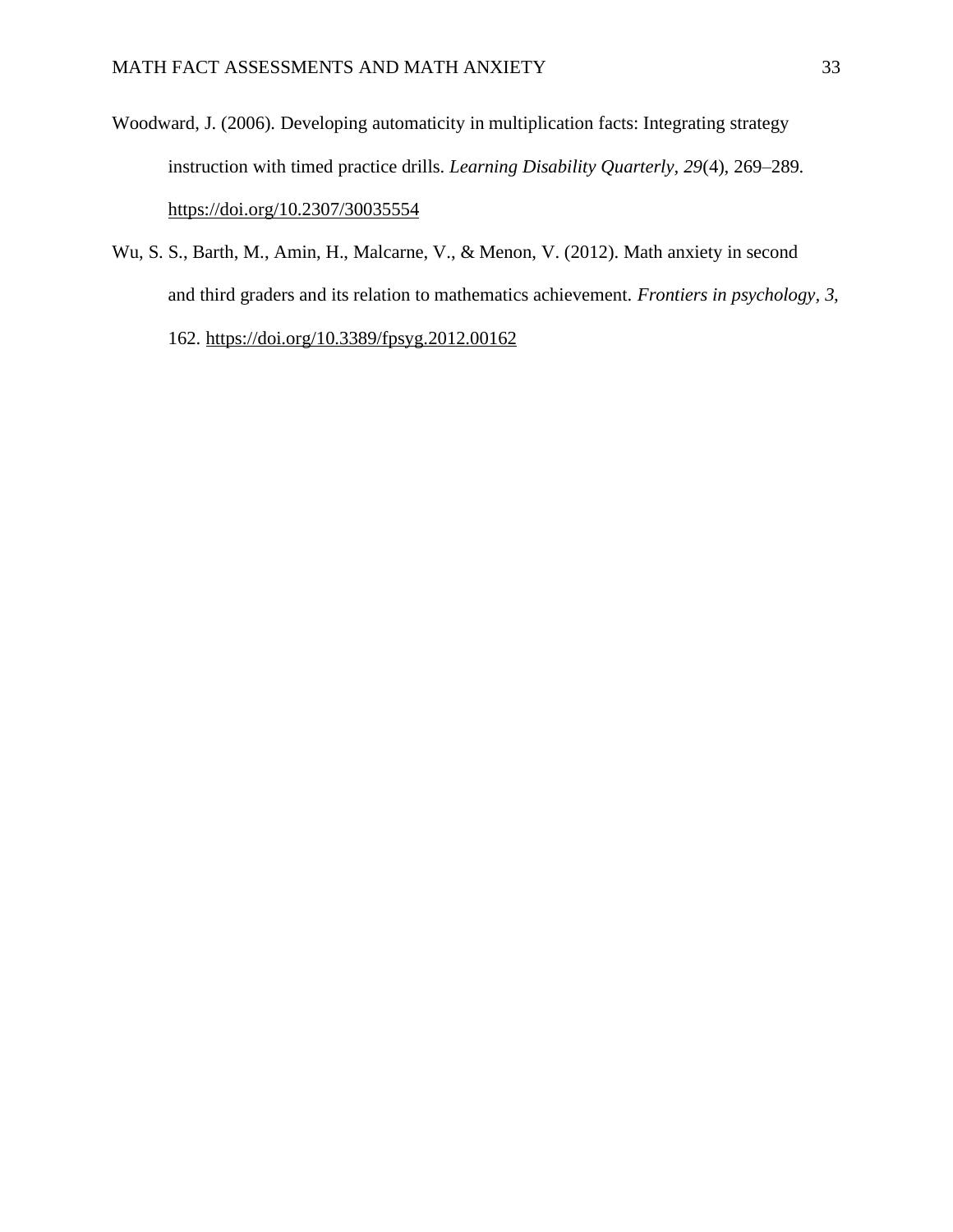Woodward, J. (2006). Developing automaticity in multiplication facts: Integrating strategy instruction with timed practice drills. *Learning Disability Quarterly*, *29*(4), 269–289. https://doi.org/10.2307/30035554

Wu, S. S., Barth, M., Amin, H., Malcarne, V., & Menon, V. (2012). Math anxiety in second and third graders and its relation to mathematics achievement. *Frontiers in psychology*, *3*, 162. https://doi.org/10.3389/fpsyg.2012.00162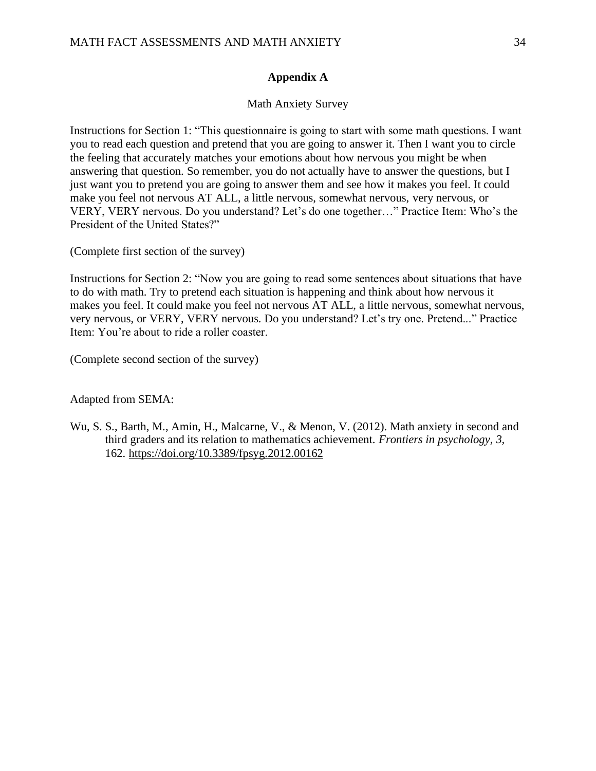## Appendix A

Math Anxiety Survey

Instructions for Section 1: "This questionnaire is going to start with some math questions. I want you to read each question and pretend that you are going to answer it. Then I want you to circle the feeling that accurately matches your emotions about how nervous you might be when answering that question. So remember, you do not actually have to answer the questions, but I just want you to pretend you are going to answer them and see how it makes you feel. It could make you feel not nervous AT ALL, a little nervous, somewhat nervous, very nervous, or VERY, VERY nervous. Do you understand? Let's do one together…" Practice Item: Who's the President of the United States?"

(Complete first section of the survey)

Instructions for Section 2: "Now you are going to read some sentences about situations that have to do with math. Try to pretend each situation is happening and think about how nervous it makes you feel. It could make you feel not nervous AT ALL, a little nervous, somewhat nervous, very nervous, or VERY, VERY nervous. Do you understand? Let's try one. Pretend..." Practice Item: You're about to ride a roller coaster.

(Complete second section of the survey)

Adapted from SEMA:

Wu, S. S., Barth, M., Amin, H., Malcarne, V., & Menon, V. (2012). Math anxiety in second and third graders and its relation to mathematics achievement. *Frontiers in psychology, 3,* 162. https://doi.org/10.3389/fpsyg.2012.00162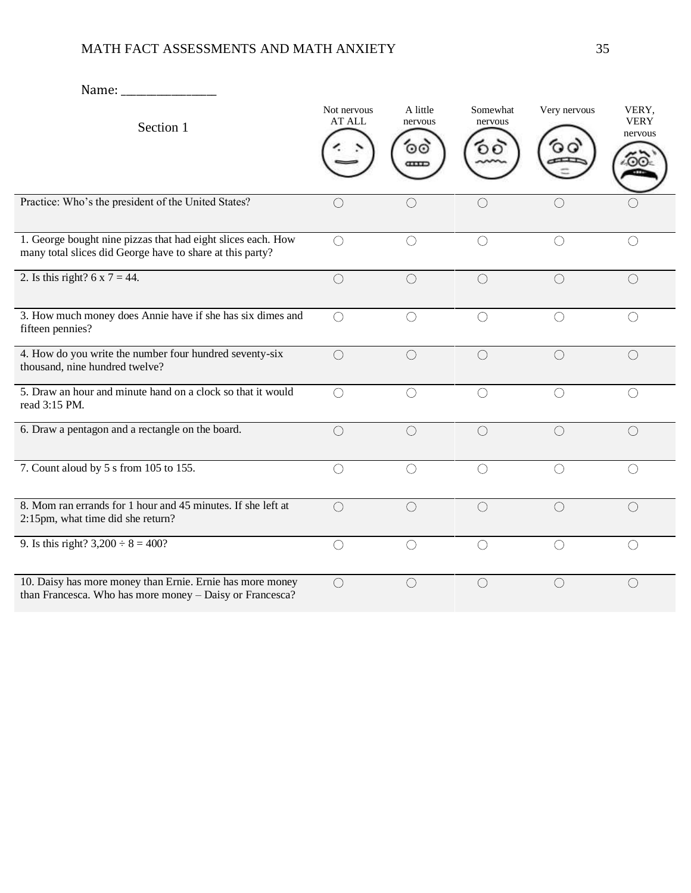Name: _______________

| Section 1 | Not nervous AT ALL | A little nervous | Somewhat nervous | Very nervous | VERY, VERY nervous |
|---|---|---|---|---|---|
| Practice: Who's the president of the United States? | ◯ | ◯ | ◯ | ◯ | ◯ |
| 1. George bought nine pizzas that had eight slices each. How many total slices did George have to share at this party? | ◯ | ◯ | ◯ | ◯ | ◯ |
| 2. Is this right? 6 x 7 = 44. | ◯ | ◯ | ◯ | ◯ | ◯ |
| 3. How much money does Annie have if she has six dimes and fifteen pennies? | ◯ | ◯ | ◯ | ◯ | ◯ |
| 4. How do you write the number four hundred seventy-six thousand, nine hundred twelve? | ◯ | ◯ | ◯ | ◯ | ◯ |
| 5. Draw an hour and minute hand on a clock so that it would read 3:15 PM. | ◯ | ◯ | ◯ | ◯ | ◯ |
| 6. Draw a pentagon and a rectangle on the board. | ◯ | ◯ | ◯ | ◯ | ◯ |
| 7. Count aloud by 5 s from 105 to 155. | ◯ | ◯ | ◯ | ◯ | ◯ |
| 8. Mom ran errands for 1 hour and 45 minutes. If she left at 2:15pm, what time did she return? | ◯ | ◯ | ◯ | ◯ | ◯ |
| 9. Is this right? 3,200 ÷ 8 = 400? | ◯ | ◯ | ◯ | ◯ | ◯ |
| 10. Daisy has more money than Ernie. Ernie has more money than Francesca. Who has more money – Daisy or Francesca? | ◯ | ◯ | ◯ | ◯ | ◯ |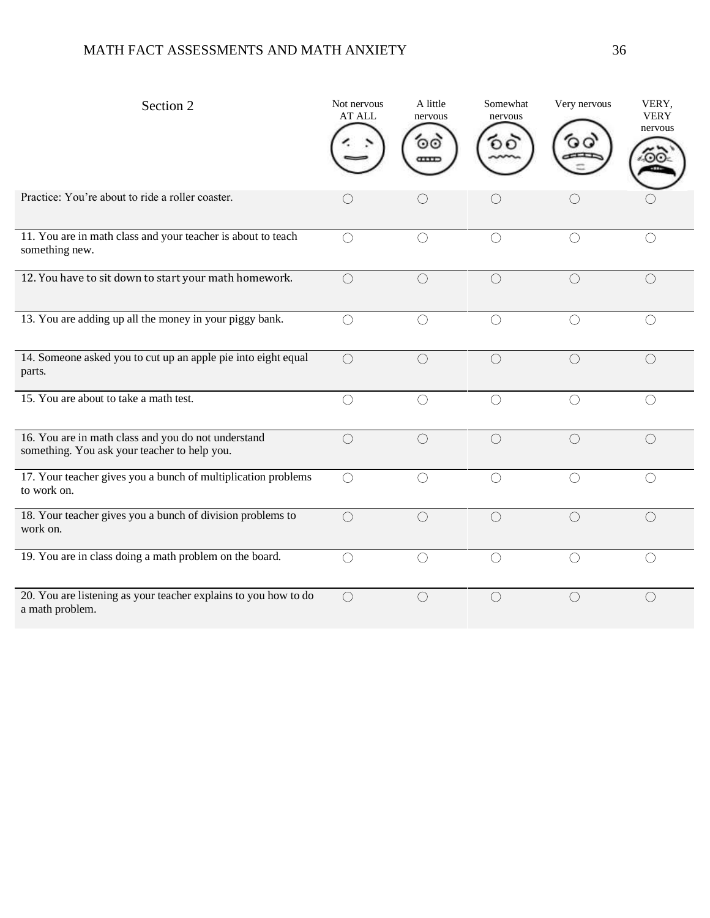| Section 2 | Not nervous AT ALL | A little nervous | Somewhat nervous | Very nervous | VERY, VERY nervous |
| --- | --- | --- | --- | --- | --- |
| Practice: You're about to ride a roller coaster. | ○ | ○ | ○ | ○ | ○ |
| 11. You are in math class and your teacher is about to teach something new. | ○ | ○ | ○ | ○ | ○ |
| 12. You have to sit down to start your math homework. | ○ | ○ | ○ | ○ | ○ |
| 13. You are adding up all the money in your piggy bank. | ○ | ○ | ○ | ○ | ○ |
| 14. Someone asked you to cut up an apple pie into eight equal parts. | ○ | ○ | ○ | ○ | ○ |
| 15. You are about to take a math test. | ○ | ○ | ○ | ○ | ○ |
| 16. You are in math class and you do not understand something. You ask your teacher to help you. | ○ | ○ | ○ | ○ | ○ |
| 17. Your teacher gives you a bunch of multiplication problems to work on. | ○ | ○ | ○ | ○ | ○ |
| 18. Your teacher gives you a bunch of division problems to work on. | ○ | ○ | ○ | ○ | ○ |
| 19. You are in class doing a math problem on the board. | ○ | ○ | ○ | ○ | ○ |
| 20. You are listening as your teacher explains to you how to do a math problem. | ○ | ○ | ○ | ○ | ○ |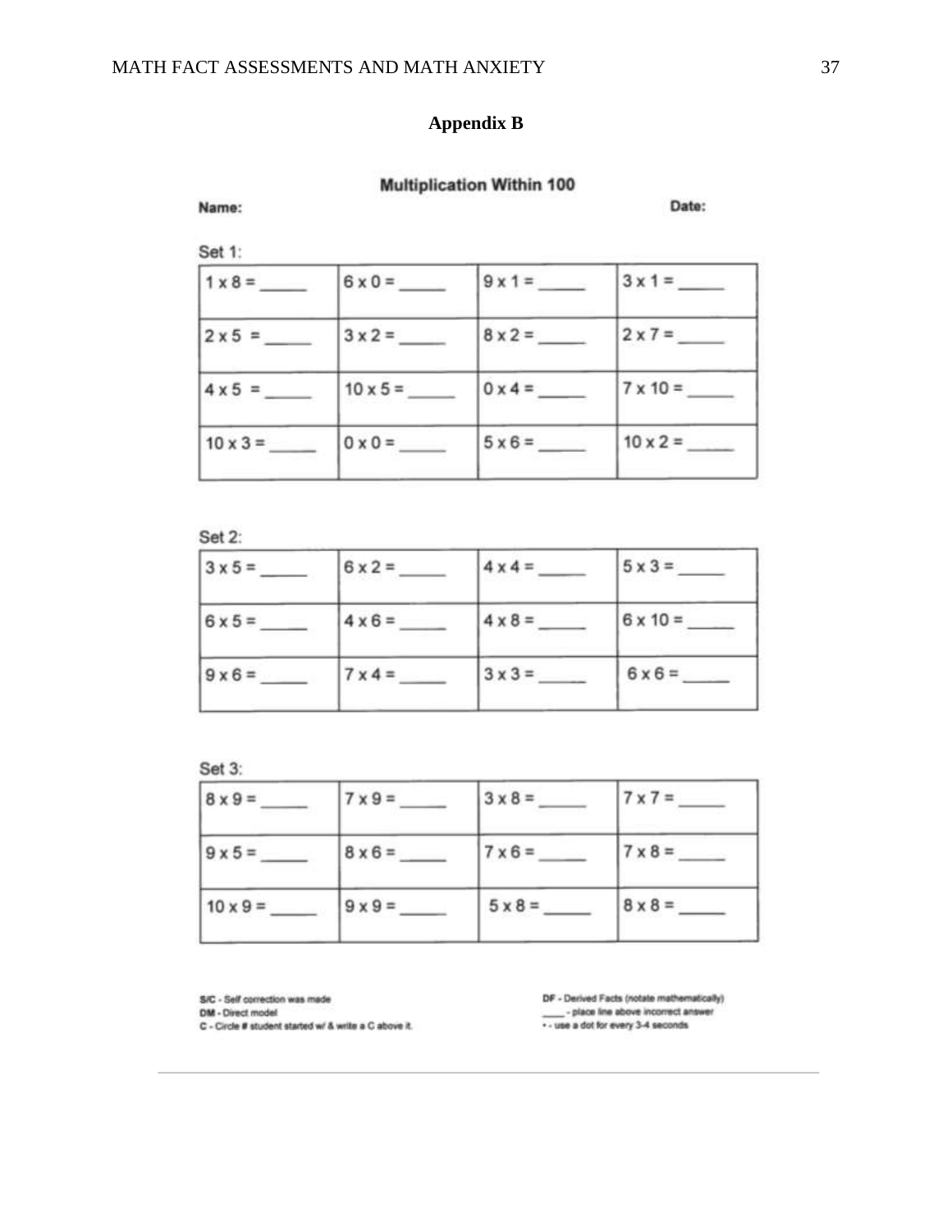# Appendix B

## Multiplication Within 100

**Name:** **Date:**

Set 1:

| | | | |
|---|---|---|---|
| 1 x 8 = _____ | 6 x 0 = _____ | 9 x 1 = _____ | 3 x 1 = _____ |
| 2 x 5 = _____ | 3 x 2 = _____ | 8 x 2 = _____ | 2 x 7 = _____ |
| 4 x 5 = _____ | 10 x 5 = _____ | 0 x 4 = _____ | 7 x 10 = _____ |
| 10 x 3 = _____ | 0 x 0 = _____ | 5 x 6 = _____ | 10 x 2 = _____ |

Set 2:

| | | | |
|---|---|---|---|
| 3 x 5 = _____ | 6 x 2 = _____ | 4 x 4 = _____ | 5 x 3 = _____ |
| 6 x 5 = _____ | 4 x 6 = _____ | 4 x 8 = _____ | 6 x 10 = _____ |
| 9 x 6 = _____ | 7 x 4 = _____ | 3 x 3 = _____ | 6 x 6 = _____ |

Set 3:

| | | | |
|---|---|---|---|
| 8 x 9 = _____ | 7 x 9 = _____ | 3 x 8 = _____ | 7 x 7 = _____ |
| 9 x 5 = _____ | 8 x 6 = _____ | 7 x 6 = _____ | 7 x 8 = _____ |
| 10 x 9 = _____ | 9 x 9 = _____ | 5 x 8 = _____ | 8 x 8 = _____ |

S/C - Self correction was made
DM - Direct model
C - Circle # student started w/ & write a C above it.

DF - Derived Facts (notate mathematically)
____ - place line above incorrect answer
• - use a dot for every 3-4 seconds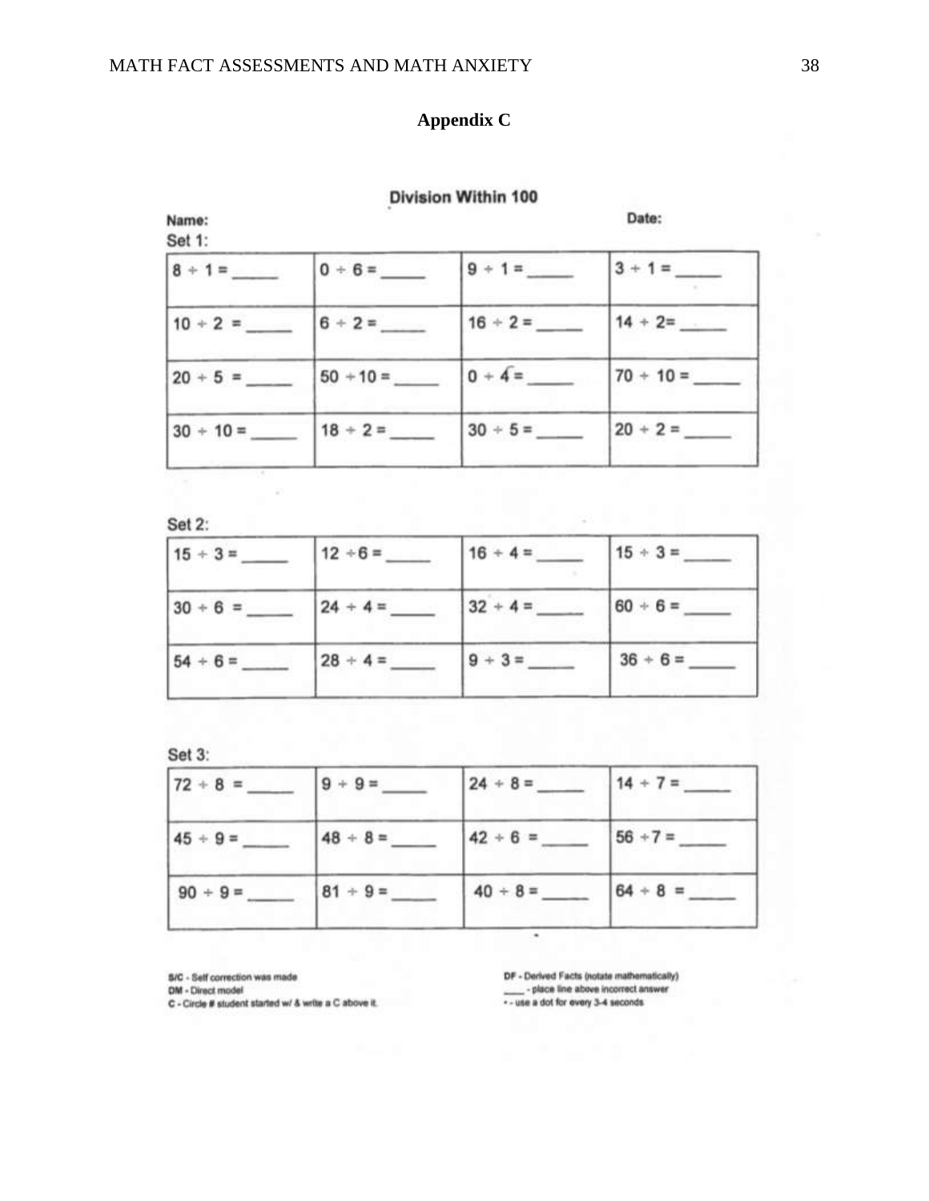# Appendix C

## Division Within 100

Name: Date:

Set 1:

| | | | |
|---|---|---|---|
| 8 ÷ 1 = _____ | 0 ÷ 6 = _____ | 9 ÷ 1 = _____ | 3 ÷ 1 = _____ |
| 10 ÷ 2 = _____ | 6 ÷ 2 = _____ | 16 ÷ 2 = _____ | 14 ÷ 2= _____ |
| 20 ÷ 5 = _____ | 50 ÷ 10 = _____ | 0 ÷ 4 = _____ | 70 ÷ 10 = _____ |
| 30 ÷ 10 = _____ | 18 ÷ 2 = _____ | 30 ÷ 5 = _____ | 20 ÷ 2 = _____ |

Set 2:

| | | | |
|---|---|---|---|
| 15 ÷ 3 = _____ | 12 ÷ 6 = _____ | 16 ÷ 4 = _____ | 15 ÷ 3 = _____ |
| 30 ÷ 6 = _____ | 24 ÷ 4 = _____ | 32 ÷ 4 = _____ | 60 ÷ 6 = _____ |
| 54 ÷ 6 = _____ | 28 ÷ 4 = _____ | 9 ÷ 3 = _____ | 36 ÷ 6 = _____ |

Set 3:

| | | | |
|---|---|---|---|
| 72 ÷ 8 = _____ | 9 ÷ 9 = _____ | 24 ÷ 8 = _____ | 14 ÷ 7 = _____ |
| 45 ÷ 9 = _____ | 48 ÷ 8 = _____ | 42 ÷ 6 = _____ | 56 ÷ 7 = _____ |
| 90 ÷ 9 = _____ | 81 ÷ 9 = _____ | 40 ÷ 8 = _____ | 64 ÷ 8 = _____ |

S/C - Self correction was made
DM - Direct model
C - Circle # student started w/ & write a C above it.

DF - Derived Facts (notate mathematically)
____ - place line above incorrect answer
• - use a dot for every 3-4 seconds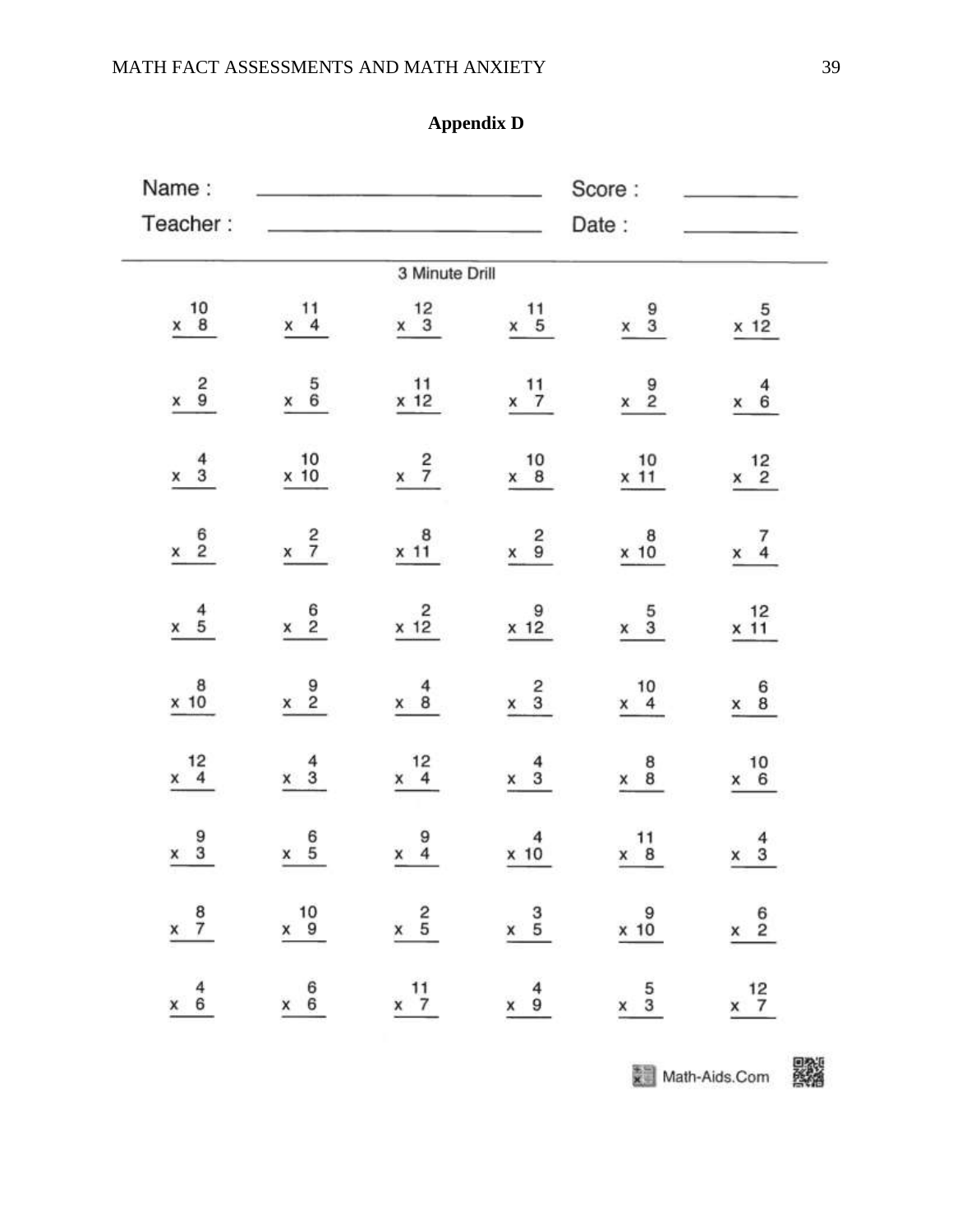## Appendix D

Name : ____________________ Score : __________

Teacher : ____________________ Date : __________

3 Minute Drill

| | | | | | |
|---|---|---|---|---|---|
| $10 \times 8$ | $11 \times 4$ | $12 \times 3$ | $11 \times 5$ | $9 \times 3$ | $5 \times 12$ |
| $2 \times 9$ | $5 \times 6$ | $11 \times 12$ | $11 \times 7$ | $9 \times 2$ | $4 \times 6$ |
| $4 \times 3$ | $10 \times 10$ | $2 \times 7$ | $10 \times 8$ | $10 \times 11$ | $12 \times 2$ |
| $6 \times 2$ | $2 \times 7$ | $8 \times 11$ | $2 \times 9$ | $8 \times 10$ | $7 \times 4$ |
| $4 \times 5$ | $6 \times 2$ | $2 \times 12$ | $9 \times 12$ | $5 \times 3$ | $12 \times 11$ |
| $8 \times 10$ | $9 \times 2$ | $4 \times 8$ | $2 \times 3$ | $10 \times 4$ | $6 \times 8$ |
| $12 \times 4$ | $4 \times 3$ | $12 \times 4$ | $4 \times 3$ | $8 \times 8$ | $10 \times 6$ |
| $9 \times 3$ | $6 \times 5$ | $9 \times 4$ | $4 \times 10$ | $11 \times 8$ | $4 \times 3$ |
| $8 \times 7$ | $10 \times 9$ | $2 \times 5$ | $3 \times 5$ | $9 \times 10$ | $6 \times 2$ |
| $4 \times 6$ | $6 \times 6$ | $11 \times 7$ | $4 \times 9$ | $5 \times 3$ | $12 \times 7$ |

Math-Aids.Com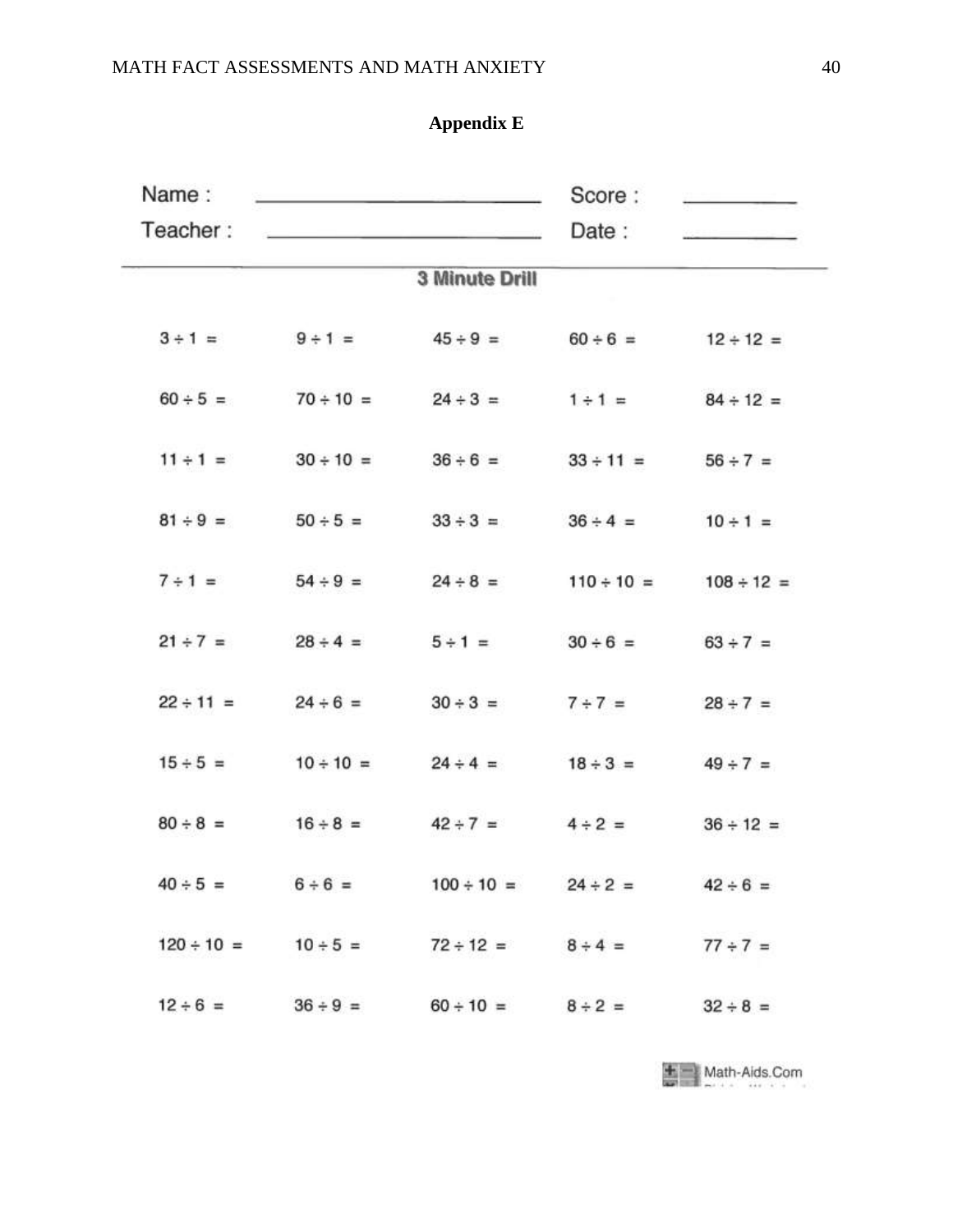## Appendix E

Name : ____________________ Score : __________

Teacher : ____________________ Date : __________

**3 Minute Drill**

| | | | | |
|---|---|---|---|---|
| $3 \div 1 =$ | $9 \div 1 =$ | $45 \div 9 =$ | $60 \div 6 =$ | $12 \div 12 =$ |
| $60 \div 5 =$ | $70 \div 10 =$ | $24 \div 3 =$ | $1 \div 1 =$ | $84 \div 12 =$ |
| $11 \div 1 =$ | $30 \div 10 =$ | $36 \div 6 =$ | $33 \div 11 =$ | $56 \div 7 =$ |
| $81 \div 9 =$ | $50 \div 5 =$ | $33 \div 3 =$ | $36 \div 4 =$ | $10 \div 1 =$ |
| $7 \div 1 =$ | $54 \div 9 =$ | $24 \div 8 =$ | $110 \div 10 =$ | $108 \div 12 =$ |
| $21 \div 7 =$ | $28 \div 4 =$ | $5 \div 1 =$ | $30 \div 6 =$ | $63 \div 7 =$ |
| $22 \div 11 =$ | $24 \div 6 =$ | $30 \div 3 =$ | $7 \div 7 =$ | $28 \div 7 =$ |
| $15 \div 5 =$ | $10 \div 10 =$ | $24 \div 4 =$ | $18 \div 3 =$ | $49 \div 7 =$ |
| $80 \div 8 =$ | $16 \div 8 =$ | $42 \div 7 =$ | $4 \div 2 =$ | $36 \div 12 =$ |
| $40 \div 5 =$ | $6 \div 6 =$ | $100 \div 10 =$ | $24 \div 2 =$ | $42 \div 6 =$ |
| $120 \div 10 =$ | $10 \div 5 =$ | $72 \div 12 =$ | $8 \div 4 =$ | $77 \div 7 =$ |
| $12 \div 6 =$ | $36 \div 9 =$ | $60 \div 10 =$ | $8 \div 2 =$ | $32 \div 8 =$ |

Math-Aids.Com